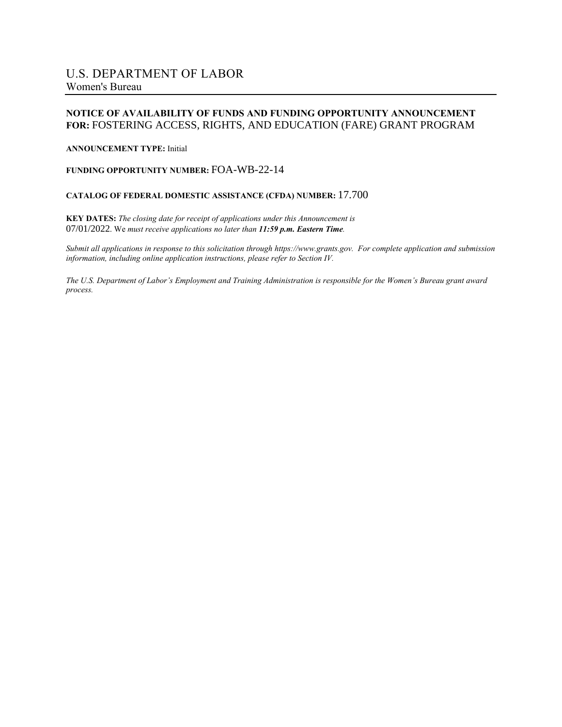# U.S. DEPARTMENT OF LABOR

## Women's Bureau

**NOTICE OF AVAILABILITY OF FUNDS AND FUNDING OPPORTUNITY ANNOUNCEMENT FOR:** FOSTERING ACCESS, RIGHTS, AND EDUCATION (FARE) GRANT PROGRAM

**ANNOUNCEMENT TYPE:** Initial

**FUNDING OPPORTUNITY NUMBER:** FOA-WB-22-14

**CATALOG OF FEDERAL DOMESTIC ASSISTANCE (CFDA) NUMBER:** 17.700

**KEY DATES:** *The closing date for receipt of applications under this Announcement is* 07/01/2022. We *must receive applications no later than **11:59 p.m. Eastern Time**.*

*Submit all applications in response to this solicitation through https://www.grants.gov. For complete application and submission information, including online application instructions, please refer to Section IV.*

*The U.S. Department of Labor's Employment and Training Administration is responsible for the Women's Bureau grant award process.*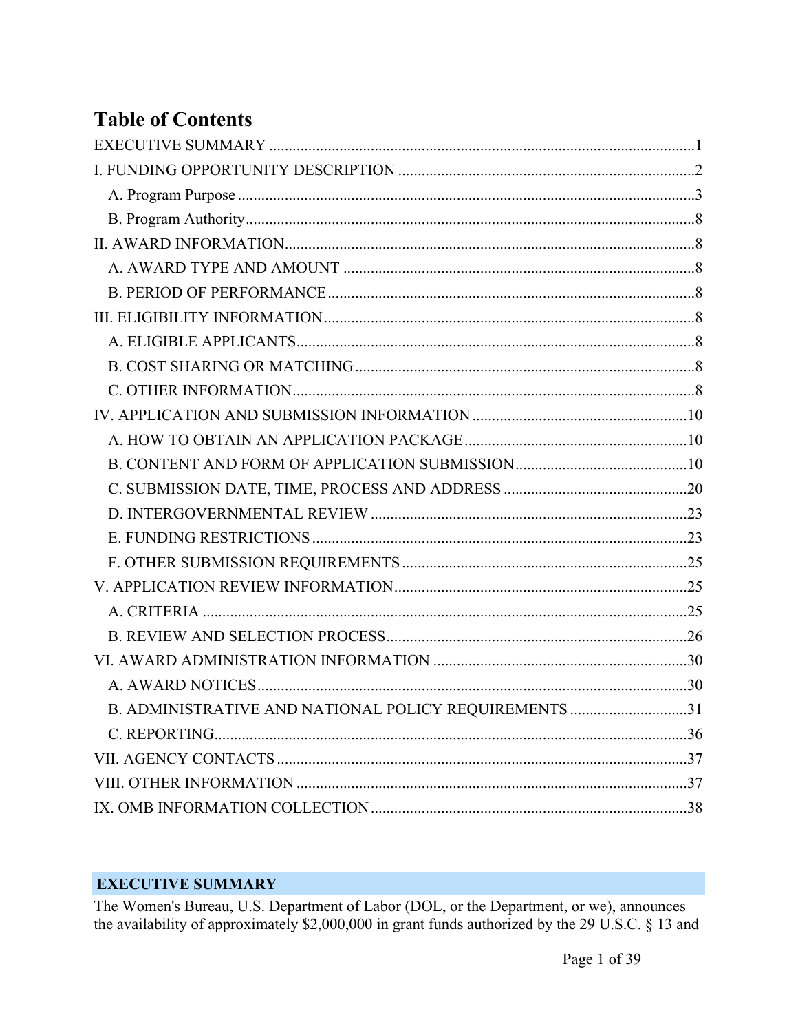# Table of Contents

EXECUTIVE SUMMARY ..... 1
I. FUNDING OPPORTUNITY DESCRIPTION ..... 2
- A. Program Purpose ..... 3
- B. Program Authority ..... 8

II. AWARD INFORMATION ..... 8
- A. AWARD TYPE AND AMOUNT ..... 8
- B. PERIOD OF PERFORMANCE ..... 8

III. ELIGIBILITY INFORMATION ..... 8
- A. ELIGIBLE APPLICANTS ..... 8
- B. COST SHARING OR MATCHING ..... 8
- C. OTHER INFORMATION ..... 8

IV. APPLICATION AND SUBMISSION INFORMATION ..... 10
- A. HOW TO OBTAIN AN APPLICATION PACKAGE ..... 10
- B. CONTENT AND FORM OF APPLICATION SUBMISSION ..... 10
- C. SUBMISSION DATE, TIME, PROCESS AND ADDRESS ..... 20
- D. INTERGOVERNMENTAL REVIEW ..... 23
- E. FUNDING RESTRICTIONS ..... 23
- F. OTHER SUBMISSION REQUIREMENTS ..... 25

V. APPLICATION REVIEW INFORMATION ..... 25
- A. CRITERIA ..... 25
- B. REVIEW AND SELECTION PROCESS ..... 26

VI. AWARD ADMINISTRATION INFORMATION ..... 30
- A. AWARD NOTICES ..... 30
- B. ADMINISTRATIVE AND NATIONAL POLICY REQUIREMENTS ..... 31
- C. REPORTING ..... 36

VII. AGENCY CONTACTS ..... 37
VIII. OTHER INFORMATION ..... 37
IX. OMB INFORMATION COLLECTION ..... 38

## EXECUTIVE SUMMARY

The Women's Bureau, U.S. Department of Labor (DOL, or the Department, or we), announces the availability of approximately $2,000,000 in grant funds authorized by the 29 U.S.C. § 13 and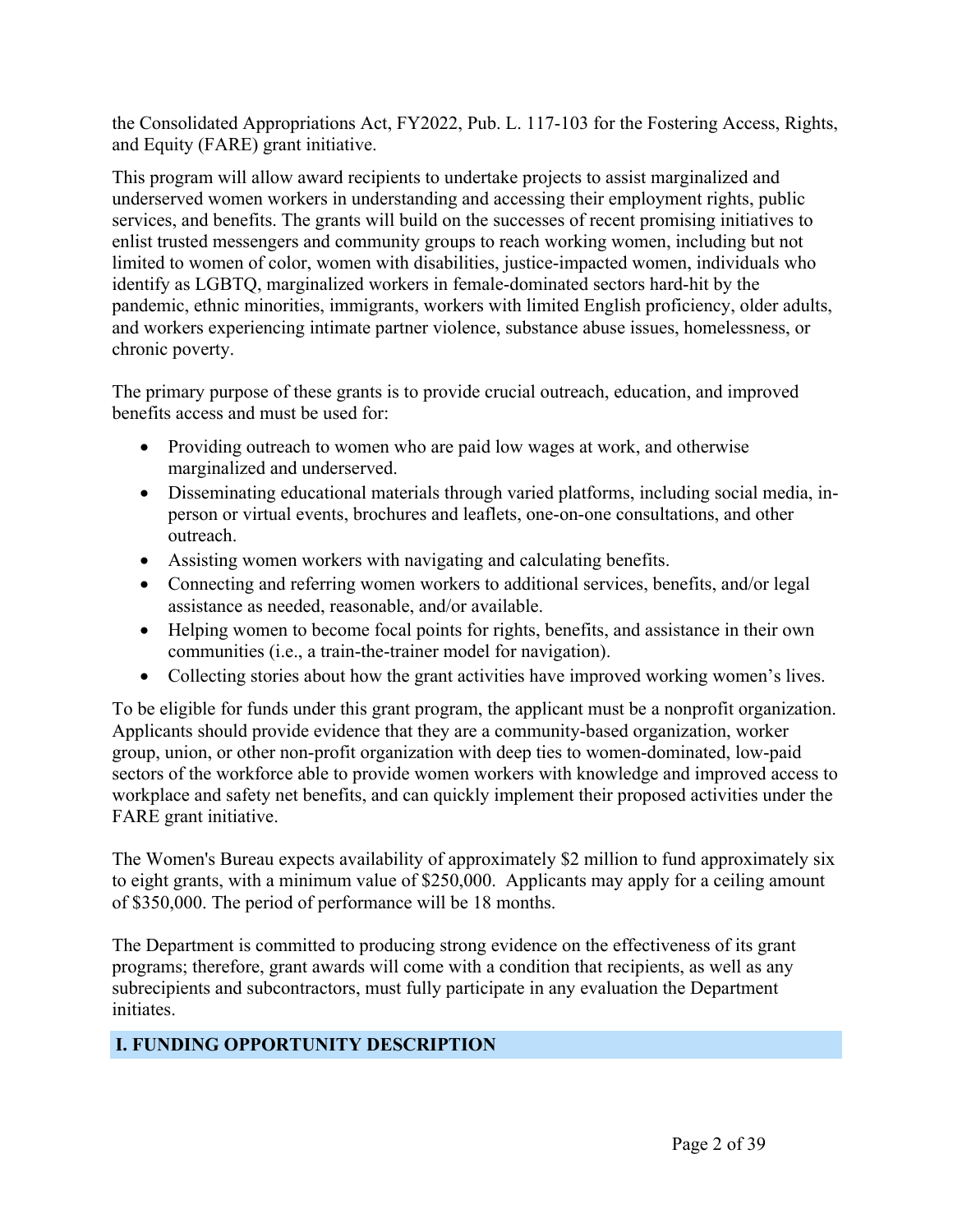the Consolidated Appropriations Act, FY2022, Pub. L. 117-103 for the Fostering Access, Rights, and Equity (FARE) grant initiative.

This program will allow award recipients to undertake projects to assist marginalized and underserved women workers in understanding and accessing their employment rights, public services, and benefits. The grants will build on the successes of recent promising initiatives to enlist trusted messengers and community groups to reach working women, including but not limited to women of color, women with disabilities, justice-impacted women, individuals who identify as LGBTQ, marginalized workers in female-dominated sectors hard-hit by the pandemic, ethnic minorities, immigrants, workers with limited English proficiency, older adults, and workers experiencing intimate partner violence, substance abuse issues, homelessness, or chronic poverty.

The primary purpose of these grants is to provide crucial outreach, education, and improved benefits access and must be used for:

- Providing outreach to women who are paid low wages at work, and otherwise marginalized and underserved.
- Disseminating educational materials through varied platforms, including social media, in-person or virtual events, brochures and leaflets, one-on-one consultations, and other outreach.
- Assisting women workers with navigating and calculating benefits.
- Connecting and referring women workers to additional services, benefits, and/or legal assistance as needed, reasonable, and/or available.
- Helping women to become focal points for rights, benefits, and assistance in their own communities (i.e., a train-the-trainer model for navigation).
- Collecting stories about how the grant activities have improved working women's lives.

To be eligible for funds under this grant program, the applicant must be a nonprofit organization. Applicants should provide evidence that they are a community-based organization, worker group, union, or other non-profit organization with deep ties to women-dominated, low-paid sectors of the workforce able to provide women workers with knowledge and improved access to workplace and safety net benefits, and can quickly implement their proposed activities under the FARE grant initiative.

The Women's Bureau expects availability of approximately $2 million to fund approximately six to eight grants, with a minimum value of $250,000. Applicants may apply for a ceiling amount of $350,000. The period of performance will be 18 months.

The Department is committed to producing strong evidence on the effectiveness of its grant programs; therefore, grant awards will come with a condition that recipients, as well as any subrecipients and subcontractors, must fully participate in any evaluation the Department initiates.

## I. FUNDING OPPORTUNITY DESCRIPTION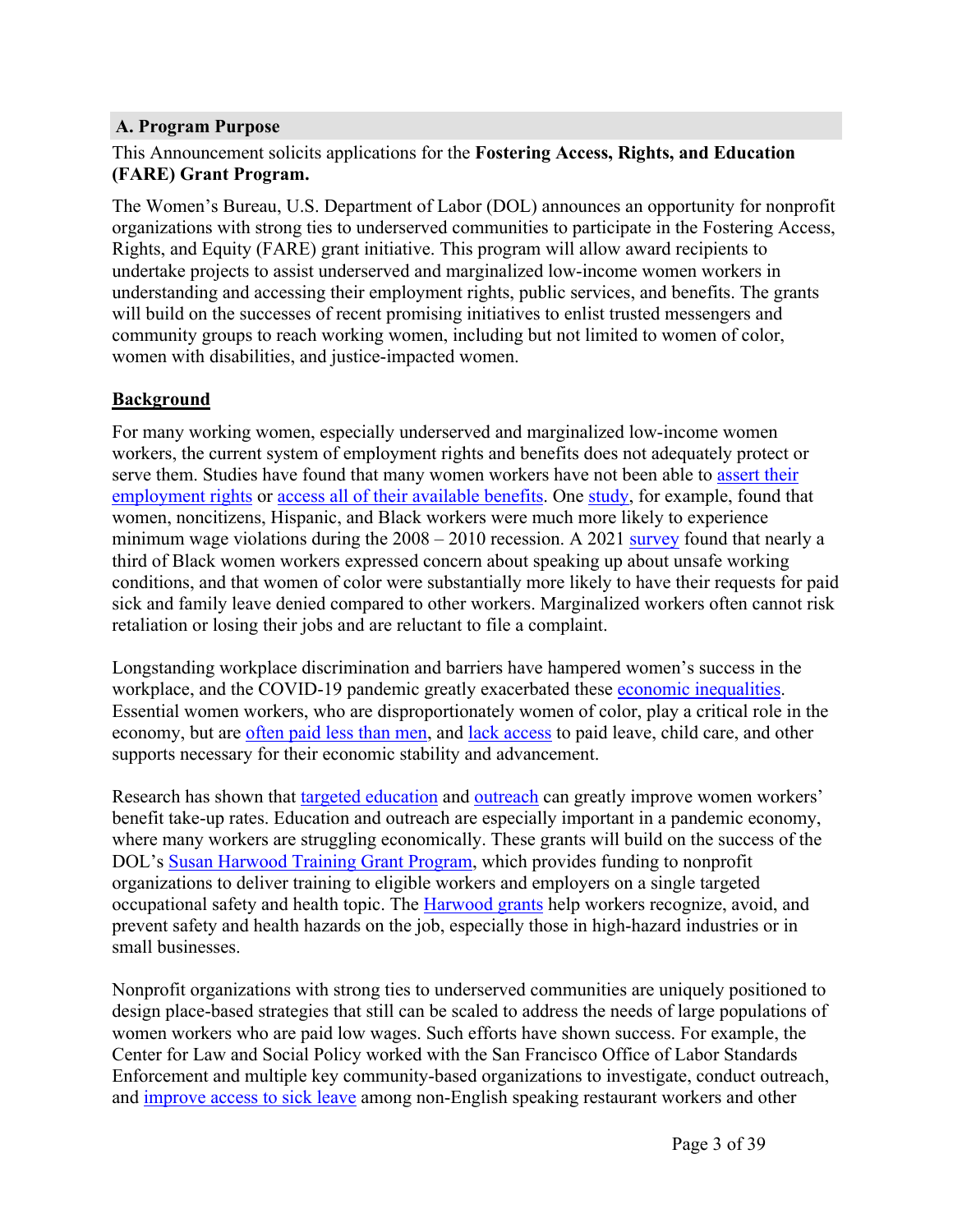## A. Program Purpose

This Announcement solicits applications for the **Fostering Access, Rights, and Education (FARE) Grant Program.**

The Women's Bureau, U.S. Department of Labor (DOL) announces an opportunity for nonprofit organizations with strong ties to underserved communities to participate in the Fostering Access, Rights, and Equity (FARE) grant initiative. This program will allow award recipients to undertake projects to assist underserved and marginalized low-income women workers in understanding and accessing their employment rights, public services, and benefits. The grants will build on the successes of recent promising initiatives to enlist trusted messengers and community groups to reach working women, including but not limited to women of color, women with disabilities, and justice-impacted women.

**Background**

For many working women, especially underserved and marginalized low-income women workers, the current system of employment rights and benefits does not adequately protect or serve them. Studies have found that many women workers have not been able to assert their employment rights or access all of their available benefits. One study, for example, found that women, noncitizens, Hispanic, and Black workers were much more likely to experience minimum wage violations during the 2008 – 2010 recession. A 2021 survey found that nearly a third of Black women workers expressed concern about speaking up about unsafe working conditions, and that women of color were substantially more likely to have their requests for paid sick and family leave denied compared to other workers. Marginalized workers often cannot risk retaliation or losing their jobs and are reluctant to file a complaint.

Longstanding workplace discrimination and barriers have hampered women's success in the workplace, and the COVID-19 pandemic greatly exacerbated these economic inequalities. Essential women workers, who are disproportionately women of color, play a critical role in the economy, but are often paid less than men, and lack access to paid leave, child care, and other supports necessary for their economic stability and advancement.

Research has shown that targeted education and outreach can greatly improve women workers' benefit take-up rates. Education and outreach are especially important in a pandemic economy, where many workers are struggling economically. These grants will build on the success of the DOL's Susan Harwood Training Grant Program, which provides funding to nonprofit organizations to deliver training to eligible workers and employers on a single targeted occupational safety and health topic. The Harwood grants help workers recognize, avoid, and prevent safety and health hazards on the job, especially those in high-hazard industries or in small businesses.

Nonprofit organizations with strong ties to underserved communities are uniquely positioned to design place-based strategies that still can be scaled to address the needs of large populations of women workers who are paid low wages. Such efforts have shown success. For example, the Center for Law and Social Policy worked with the San Francisco Office of Labor Standards Enforcement and multiple key community-based organizations to investigate, conduct outreach, and improve access to sick leave among non-English speaking restaurant workers and other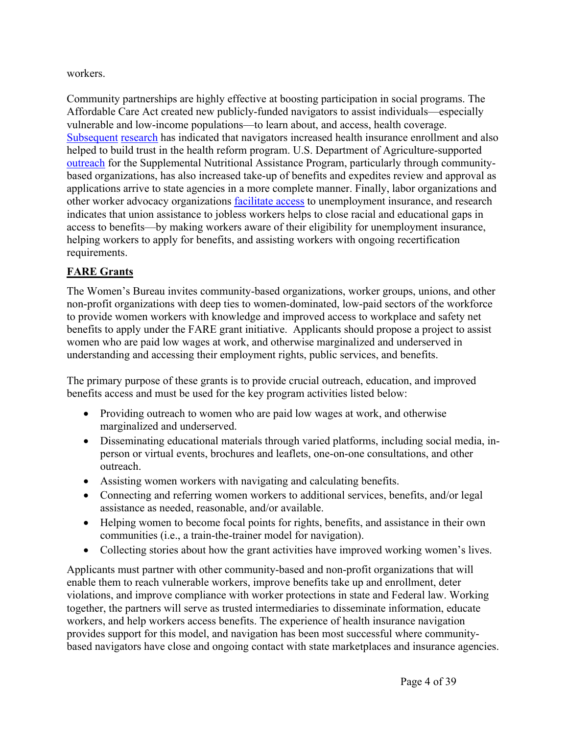workers.

Community partnerships are highly effective at boosting participation in social programs. The Affordable Care Act created new publicly-funded navigators to assist individuals—especially vulnerable and low-income populations—to learn about, and access, health coverage. Subsequent research has indicated that navigators increased health insurance enrollment and also helped to build trust in the health reform program. U.S. Department of Agriculture-supported outreach for the Supplemental Nutritional Assistance Program, particularly through community-based organizations, has also increased take-up of benefits and expedites review and approval as applications arrive to state agencies in a more complete manner. Finally, labor organizations and other worker advocacy organizations facilitate access to unemployment insurance, and research indicates that union assistance to jobless workers helps to close racial and educational gaps in access to benefits—by making workers aware of their eligibility for unemployment insurance, helping workers to apply for benefits, and assisting workers with ongoing recertification requirements.

## **FARE Grants**

The Women's Bureau invites community-based organizations, worker groups, unions, and other non-profit organizations with deep ties to women-dominated, low-paid sectors of the workforce to provide women workers with knowledge and improved access to workplace and safety net benefits to apply under the FARE grant initiative. Applicants should propose a project to assist women who are paid low wages at work, and otherwise marginalized and underserved in understanding and accessing their employment rights, public services, and benefits.

The primary purpose of these grants is to provide crucial outreach, education, and improved benefits access and must be used for the key program activities listed below:

- Providing outreach to women who are paid low wages at work, and otherwise marginalized and underserved.
- Disseminating educational materials through varied platforms, including social media, in-person or virtual events, brochures and leaflets, one-on-one consultations, and other outreach.
- Assisting women workers with navigating and calculating benefits.
- Connecting and referring women workers to additional services, benefits, and/or legal assistance as needed, reasonable, and/or available.
- Helping women to become focal points for rights, benefits, and assistance in their own communities (i.e., a train-the-trainer model for navigation).
- Collecting stories about how the grant activities have improved working women's lives.

Applicants must partner with other community-based and non-profit organizations that will enable them to reach vulnerable workers, improve benefits take up and enrollment, deter violations, and improve compliance with worker protections in state and Federal law. Working together, the partners will serve as trusted intermediaries to disseminate information, educate workers, and help workers access benefits. The experience of health insurance navigation provides support for this model, and navigation has been most successful where community-based navigators have close and ongoing contact with state marketplaces and insurance agencies.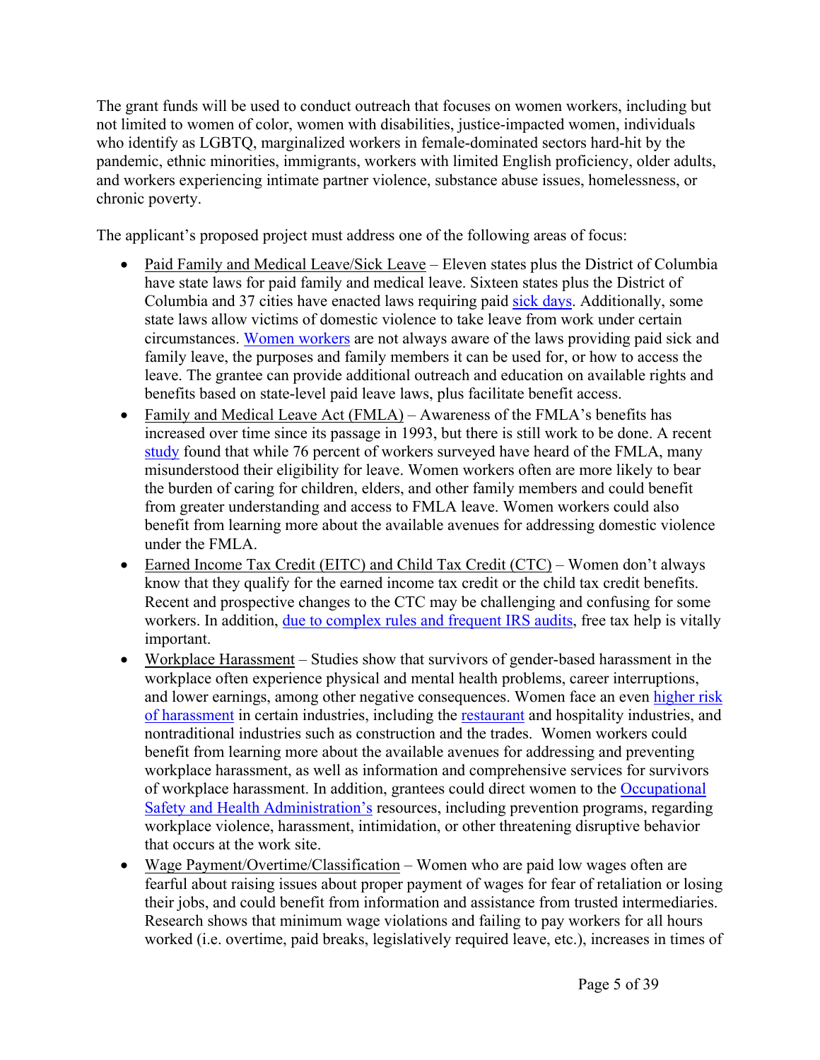The grant funds will be used to conduct outreach that focuses on women workers, including but not limited to women of color, women with disabilities, justice-impacted women, individuals who identify as LGBTQ, marginalized workers in female-dominated sectors hard-hit by the pandemic, ethnic minorities, immigrants, workers with limited English proficiency, older adults, and workers experiencing intimate partner violence, substance abuse issues, homelessness, or chronic poverty.

The applicant's proposed project must address one of the following areas of focus:

- Paid Family and Medical Leave/Sick Leave – Eleven states plus the District of Columbia have state laws for paid family and medical leave. Sixteen states plus the District of Columbia and 37 cities have enacted laws requiring paid sick days. Additionally, some state laws allow victims of domestic violence to take leave from work under certain circumstances. Women workers are not always aware of the laws providing paid sick and family leave, the purposes and family members it can be used for, or how to access the leave. The grantee can provide additional outreach and education on available rights and benefits based on state-level paid leave laws, plus facilitate benefit access.
- Family and Medical Leave Act (FMLA) – Awareness of the FMLA's benefits has increased over time since its passage in 1993, but there is still work to be done. A recent study found that while 76 percent of workers surveyed have heard of the FMLA, many misunderstood their eligibility for leave. Women workers often are more likely to bear the burden of caring for children, elders, and other family members and could benefit from greater understanding and access to FMLA leave. Women workers could also benefit from learning more about the available avenues for addressing domestic violence under the FMLA.
- Earned Income Tax Credit (EITC) and Child Tax Credit (CTC) – Women don't always know that they qualify for the earned income tax credit or the child tax credit benefits. Recent and prospective changes to the CTC may be challenging and confusing for some workers. In addition, due to complex rules and frequent IRS audits, free tax help is vitally important.
- Workplace Harassment – Studies show that survivors of gender-based harassment in the workplace often experience physical and mental health problems, career interruptions, and lower earnings, among other negative consequences. Women face an even higher risk of harassment in certain industries, including the restaurant and hospitality industries, and nontraditional industries such as construction and the trades. Women workers could benefit from learning more about the available avenues for addressing and preventing workplace harassment, as well as information and comprehensive services for survivors of workplace harassment. In addition, grantees could direct women to the Occupational Safety and Health Administration's resources, including prevention programs, regarding workplace violence, harassment, intimidation, or other threatening disruptive behavior that occurs at the work site.
- Wage Payment/Overtime/Classification – Women who are paid low wages often are fearful about raising issues about proper payment of wages for fear of retaliation or losing their jobs, and could benefit from information and assistance from trusted intermediaries. Research shows that minimum wage violations and failing to pay workers for all hours worked (i.e. overtime, paid breaks, legislatively required leave, etc.), increases in times of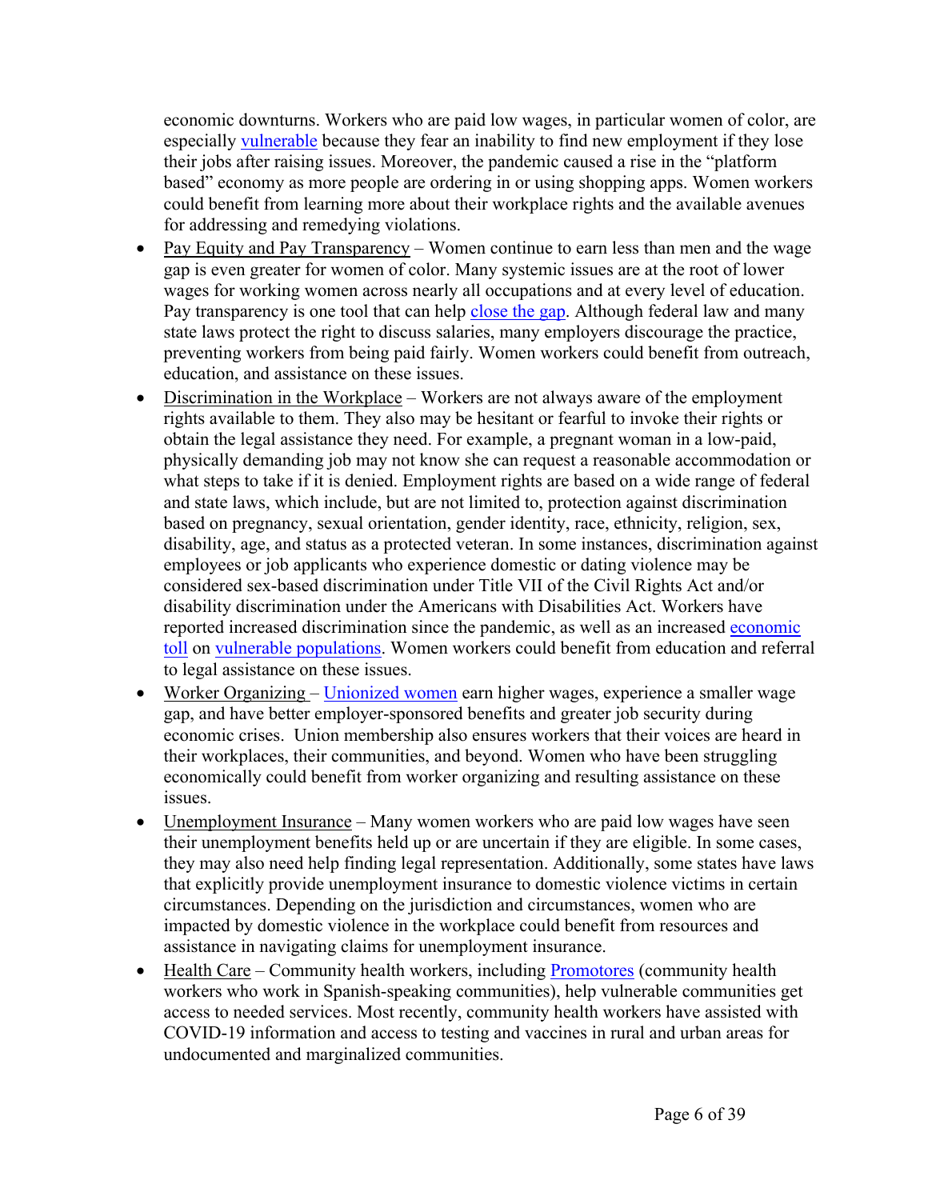economic downturns. Workers who are paid low wages, in particular women of color, are especially vulnerable because they fear an inability to find new employment if they lose their jobs after raising issues. Moreover, the pandemic caused a rise in the "platform based" economy as more people are ordering in or using shopping apps. Women workers could benefit from learning more about their workplace rights and the available avenues for addressing and remedying violations.

- Pay Equity and Pay Transparency – Women continue to earn less than men and the wage gap is even greater for women of color. Many systemic issues are at the root of lower wages for working women across nearly all occupations and at every level of education. Pay transparency is one tool that can help close the gap. Although federal law and many state laws protect the right to discuss salaries, many employers discourage the practice, preventing workers from being paid fairly. Women workers could benefit from outreach, education, and assistance on these issues.
- Discrimination in the Workplace – Workers are not always aware of the employment rights available to them. They also may be hesitant or fearful to invoke their rights or obtain the legal assistance they need. For example, a pregnant woman in a low-paid, physically demanding job may not know she can request a reasonable accommodation or what steps to take if it is denied. Employment rights are based on a wide range of federal and state laws, which include, but are not limited to, protection against discrimination based on pregnancy, sexual orientation, gender identity, race, ethnicity, religion, sex, disability, age, and status as a protected veteran. In some instances, discrimination against employees or job applicants who experience domestic or dating violence may be considered sex-based discrimination under Title VII of the Civil Rights Act and/or disability discrimination under the Americans with Disabilities Act. Workers have reported increased discrimination since the pandemic, as well as an increased economic toll on vulnerable populations. Women workers could benefit from education and referral to legal assistance on these issues.
- Worker Organizing – Unionized women earn higher wages, experience a smaller wage gap, and have better employer-sponsored benefits and greater job security during economic crises. Union membership also ensures workers that their voices are heard in their workplaces, their communities, and beyond. Women who have been struggling economically could benefit from worker organizing and resulting assistance on these issues.
- Unemployment Insurance – Many women workers who are paid low wages have seen their unemployment benefits held up or are uncertain if they are eligible. In some cases, they may also need help finding legal representation. Additionally, some states have laws that explicitly provide unemployment insurance to domestic violence victims in certain circumstances. Depending on the jurisdiction and circumstances, women who are impacted by domestic violence in the workplace could benefit from resources and assistance in navigating claims for unemployment insurance.
- Health Care – Community health workers, including Promotores (community health workers who work in Spanish-speaking communities), help vulnerable communities get access to needed services. Most recently, community health workers have assisted with COVID-19 information and access to testing and vaccines in rural and urban areas for undocumented and marginalized communities.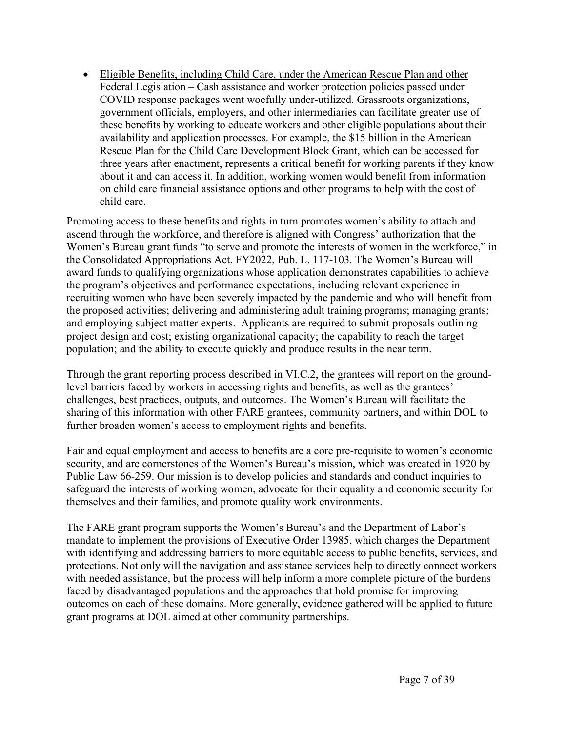- Eligible Benefits, including Child Care, under the American Rescue Plan and other Federal Legislation – Cash assistance and worker protection policies passed under COVID response packages went woefully under-utilized. Grassroots organizations, government officials, employers, and other intermediaries can facilitate greater use of these benefits by working to educate workers and other eligible populations about their availability and application processes. For example, the $15 billion in the American Rescue Plan for the Child Care Development Block Grant, which can be accessed for three years after enactment, represents a critical benefit for working parents if they know about it and can access it. In addition, working women would benefit from information on child care financial assistance options and other programs to help with the cost of child care.

Promoting access to these benefits and rights in turn promotes women's ability to attach and ascend through the workforce, and therefore is aligned with Congress' authorization that the Women's Bureau grant funds "to serve and promote the interests of women in the workforce," in the Consolidated Appropriations Act, FY2022, Pub. L. 117-103. The Women's Bureau will award funds to qualifying organizations whose application demonstrates capabilities to achieve the program's objectives and performance expectations, including relevant experience in recruiting women who have been severely impacted by the pandemic and who will benefit from the proposed activities; delivering and administering adult training programs; managing grants; and employing subject matter experts. Applicants are required to submit proposals outlining project design and cost; existing organizational capacity; the capability to reach the target population; and the ability to execute quickly and produce results in the near term.

Through the grant reporting process described in VI.C.2, the grantees will report on the ground-level barriers faced by workers in accessing rights and benefits, as well as the grantees' challenges, best practices, outputs, and outcomes. The Women's Bureau will facilitate the sharing of this information with other FARE grantees, community partners, and within DOL to further broaden women's access to employment rights and benefits.

Fair and equal employment and access to benefits are a core pre-requisite to women's economic security, and are cornerstones of the Women's Bureau's mission, which was created in 1920 by Public Law 66-259. Our mission is to develop policies and standards and conduct inquiries to safeguard the interests of working women, advocate for their equality and economic security for themselves and their families, and promote quality work environments.

The FARE grant program supports the Women's Bureau's and the Department of Labor's mandate to implement the provisions of Executive Order 13985, which charges the Department with identifying and addressing barriers to more equitable access to public benefits, services, and protections. Not only will the navigation and assistance services help to directly connect workers with needed assistance, but the process will help inform a more complete picture of the burdens faced by disadvantaged populations and the approaches that hold promise for improving outcomes on each of these domains. More generally, evidence gathered will be applied to future grant programs at DOL aimed at other community partnerships.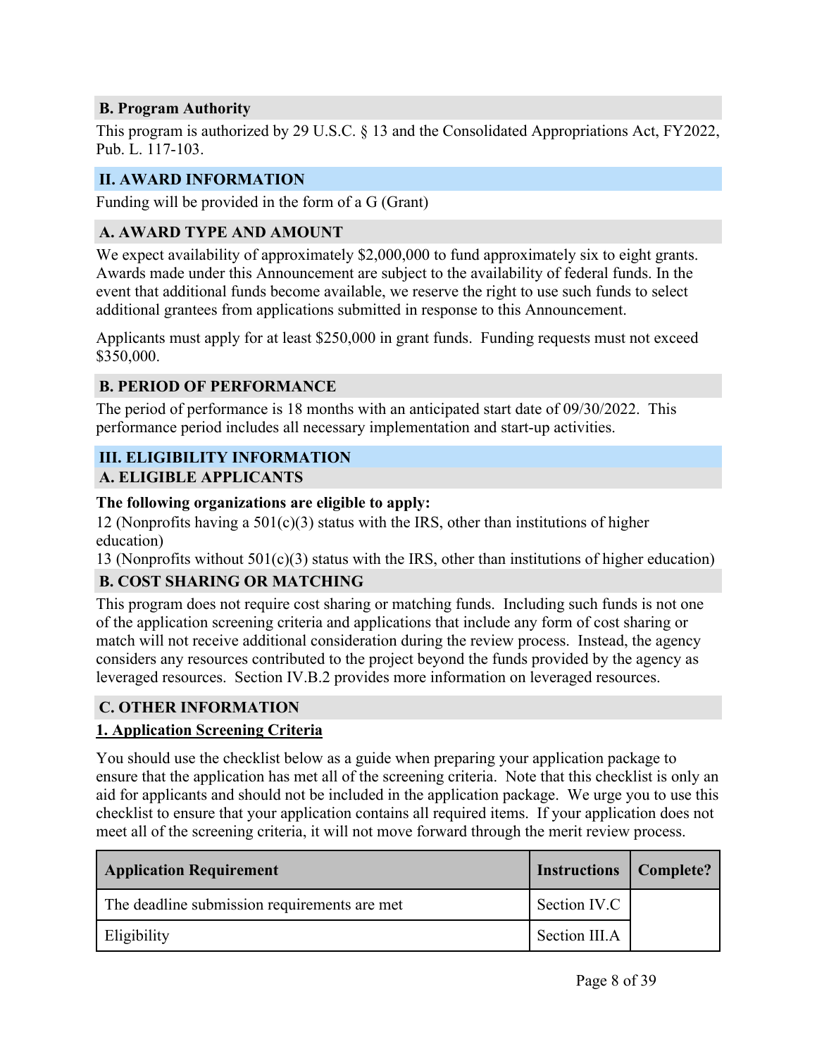## B. Program Authority

This program is authorized by 29 U.S.C. § 13 and the Consolidated Appropriations Act, FY2022, Pub. L. 117-103.

# II. AWARD INFORMATION

Funding will be provided in the form of a G (Grant)

## A. AWARD TYPE AND AMOUNT

We expect availability of approximately $2,000,000 to fund approximately six to eight grants. Awards made under this Announcement are subject to the availability of federal funds. In the event that additional funds become available, we reserve the right to use such funds to select additional grantees from applications submitted in response to this Announcement.

Applicants must apply for at least $250,000 in grant funds. Funding requests must not exceed $350,000.

## B. PERIOD OF PERFORMANCE

The period of performance is 18 months with an anticipated start date of 09/30/2022. This performance period includes all necessary implementation and start-up activities.

# III. ELIGIBILITY INFORMATION

## A. ELIGIBLE APPLICANTS

**The following organizations are eligible to apply:**

12 (Nonprofits having a 501(c)(3) status with the IRS, other than institutions of higher education)

13 (Nonprofits without 501(c)(3) status with the IRS, other than institutions of higher education)

## B. COST SHARING OR MATCHING

This program does not require cost sharing or matching funds. Including such funds is not one of the application screening criteria and applications that include any form of cost sharing or match will not receive additional consideration during the review process. Instead, the agency considers any resources contributed to the project beyond the funds provided by the agency as leveraged resources. Section IV.B.2 provides more information on leveraged resources.

## C. OTHER INFORMATION

### 1. Application Screening Criteria

You should use the checklist below as a guide when preparing your application package to ensure that the application has met all of the screening criteria. Note that this checklist is only an aid for applicants and should not be included in the application package. We urge you to use this checklist to ensure that your application contains all required items. If your application does not meet all of the screening criteria, it will not move forward through the merit review process.

| Application Requirement | Instructions | Complete? |
|---|---|---|
| The deadline submission requirements are met | Section IV.C | |
| Eligibility | Section III.A | |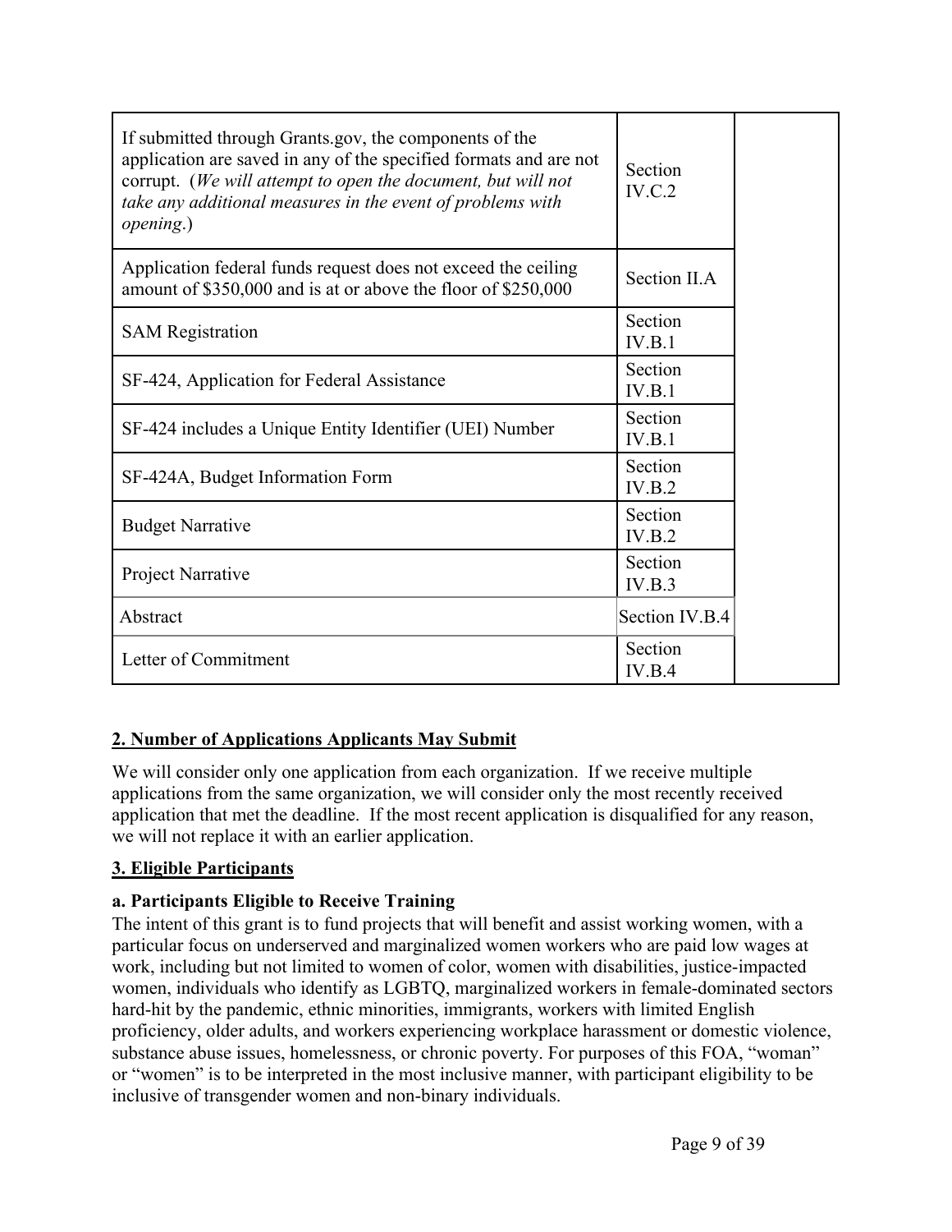| | | |
|---|---|---|
| If submitted through Grants.gov, the components of the application are saved in any of the specified formats and are not corrupt. (*We will attempt to open the document, but will not take any additional measures in the event of problems with opening*.) | Section IV.C.2 | |
| Application federal funds request does not exceed the ceiling amount of $350,000 and is at or above the floor of $250,000 | Section II.A | |
| SAM Registration | Section IV.B.1 | |
| SF-424, Application for Federal Assistance | Section IV.B.1 | |
| SF-424 includes a Unique Entity Identifier (UEI) Number | Section IV.B.1 | |
| SF-424A, Budget Information Form | Section IV.B.2 | |
| Budget Narrative | Section IV.B.2 | |
| Project Narrative | Section IV.B.3 | |
| Abstract | Section IV.B.4 | |
| Letter of Commitment | Section IV.B.4 | |

## 2. Number of Applications Applicants May Submit

We will consider only one application from each organization. If we receive multiple applications from the same organization, we will consider only the most recently received application that met the deadline. If the most recent application is disqualified for any reason, we will not replace it with an earlier application.

## 3. Eligible Participants

### a. Participants Eligible to Receive Training

The intent of this grant is to fund projects that will benefit and assist working women, with a particular focus on underserved and marginalized women workers who are paid low wages at work, including but not limited to women of color, women with disabilities, justice-impacted women, individuals who identify as LGBTQ, marginalized workers in female-dominated sectors hard-hit by the pandemic, ethnic minorities, immigrants, workers with limited English proficiency, older adults, and workers experiencing workplace harassment or domestic violence, substance abuse issues, homelessness, or chronic poverty. For purposes of this FOA, "woman" or "women" is to be interpreted in the most inclusive manner, with participant eligibility to be inclusive of transgender women and non-binary individuals.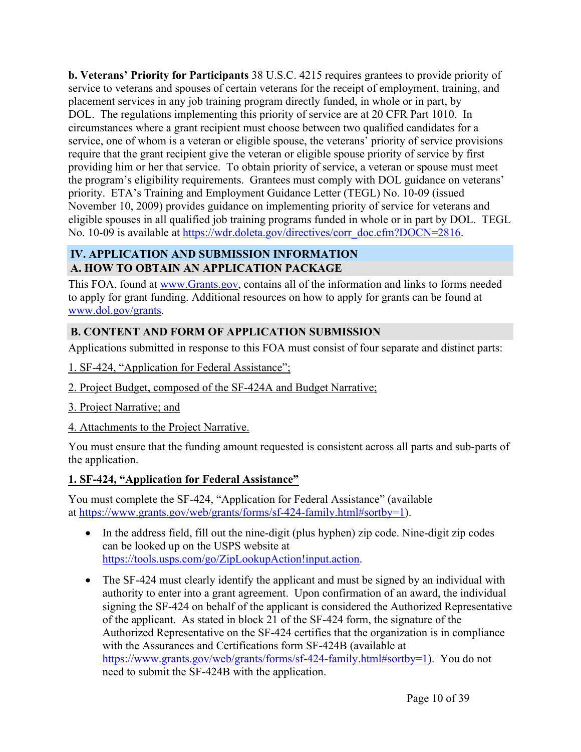**b. Veterans' Priority for Participants** 38 U.S.C. 4215 requires grantees to provide priority of service to veterans and spouses of certain veterans for the receipt of employment, training, and placement services in any job training program directly funded, in whole or in part, by DOL. The regulations implementing this priority of service are at 20 CFR Part 1010. In circumstances where a grant recipient must choose between two qualified candidates for a service, one of whom is a veteran or eligible spouse, the veterans' priority of service provisions require that the grant recipient give the veteran or eligible spouse priority of service by first providing him or her that service. To obtain priority of service, a veteran or spouse must meet the program's eligibility requirements. Grantees must comply with DOL guidance on veterans' priority. ETA's Training and Employment Guidance Letter (TEGL) No. 10-09 (issued November 10, 2009) provides guidance on implementing priority of service for veterans and eligible spouses in all qualified job training programs funded in whole or in part by DOL. TEGL No. 10-09 is available at https://wdr.doleta.gov/directives/corr_doc.cfm?DOCN=2816.

## IV. APPLICATION AND SUBMISSION INFORMATION

### A. HOW TO OBTAIN AN APPLICATION PACKAGE

This FOA, found at www.Grants.gov, contains all of the information and links to forms needed to apply for grant funding. Additional resources on how to apply for grants can be found at www.dol.gov/grants.

### B. CONTENT AND FORM OF APPLICATION SUBMISSION

Applications submitted in response to this FOA must consist of four separate and distinct parts:

1. SF-424, "Application for Federal Assistance";

2. Project Budget, composed of the SF-424A and Budget Narrative;

3. Project Narrative; and

4. Attachments to the Project Narrative.

You must ensure that the funding amount requested is consistent across all parts and sub-parts of the application.

#### 1. SF-424, "Application for Federal Assistance"

You must complete the SF-424, "Application for Federal Assistance" (available at https://www.grants.gov/web/grants/forms/sf-424-family.html#sortby=1).

- In the address field, fill out the nine-digit (plus hyphen) zip code. Nine-digit zip codes can be looked up on the USPS website at https://tools.usps.com/go/ZipLookupAction!input.action.
- The SF-424 must clearly identify the applicant and must be signed by an individual with authority to enter into a grant agreement. Upon confirmation of an award, the individual signing the SF-424 on behalf of the applicant is considered the Authorized Representative of the applicant. As stated in block 21 of the SF-424 form, the signature of the Authorized Representative on the SF-424 certifies that the organization is in compliance with the Assurances and Certifications form SF-424B (available at https://www.grants.gov/web/grants/forms/sf-424-family.html#sortby=1). You do not need to submit the SF-424B with the application.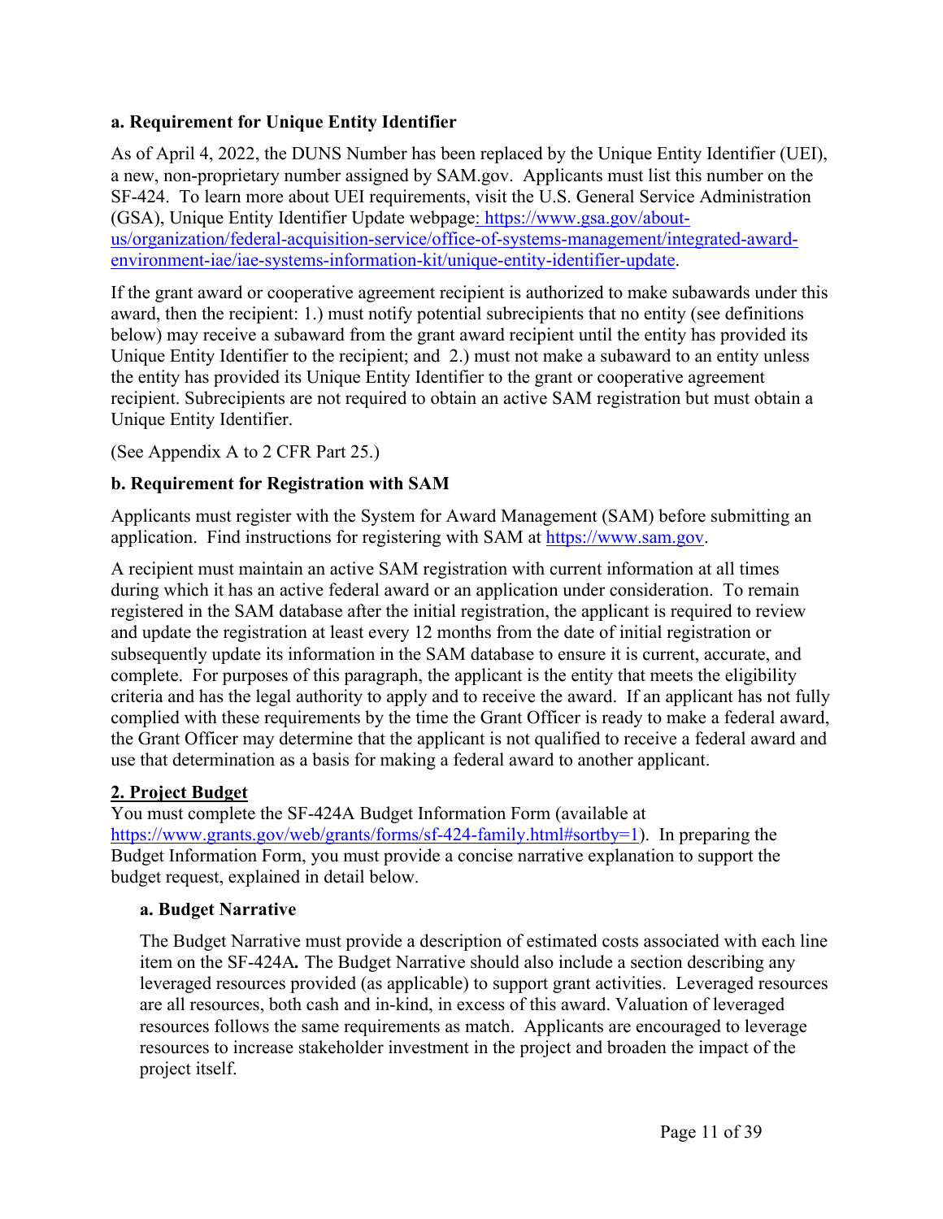**a. Requirement for Unique Entity Identifier**

As of April 4, 2022, the DUNS Number has been replaced by the Unique Entity Identifier (UEI), a new, non-proprietary number assigned by SAM.gov. Applicants must list this number on the SF-424. To learn more about UEI requirements, visit the U.S. General Service Administration (GSA), Unique Entity Identifier Update webpage: https://www.gsa.gov/about-us/organization/federal-acquisition-service/office-of-systems-management/integrated-award-environment-iae/iae-systems-information-kit/unique-entity-identifier-update.

If the grant award or cooperative agreement recipient is authorized to make subawards under this award, then the recipient: 1.) must notify potential subrecipients that no entity (see definitions below) may receive a subaward from the grant award recipient until the entity has provided its Unique Entity Identifier to the recipient; and 2.) must not make a subaward to an entity unless the entity has provided its Unique Entity Identifier to the grant or cooperative agreement recipient. Subrecipients are not required to obtain an active SAM registration but must obtain a Unique Entity Identifier.

(See Appendix A to 2 CFR Part 25.)

**b. Requirement for Registration with SAM**

Applicants must register with the System for Award Management (SAM) before submitting an application. Find instructions for registering with SAM at https://www.sam.gov.

A recipient must maintain an active SAM registration with current information at all times during which it has an active federal award or an application under consideration. To remain registered in the SAM database after the initial registration, the applicant is required to review and update the registration at least every 12 months from the date of initial registration or subsequently update its information in the SAM database to ensure it is current, accurate, and complete. For purposes of this paragraph, the applicant is the entity that meets the eligibility criteria and has the legal authority to apply and to receive the award. If an applicant has not fully complied with these requirements by the time the Grant Officer is ready to make a federal award, the Grant Officer may determine that the applicant is not qualified to receive a federal award and use that determination as a basis for making a federal award to another applicant.

**2. Project Budget**

You must complete the SF-424A Budget Information Form (available at https://www.grants.gov/web/grants/forms/sf-424-family.html#sortby=1). In preparing the Budget Information Form, you must provide a concise narrative explanation to support the budget request, explained in detail below.

**a. Budget Narrative**

The Budget Narrative must provide a description of estimated costs associated with each line item on the SF-424A**.** The Budget Narrative should also include a section describing any leveraged resources provided (as applicable) to support grant activities. Leveraged resources are all resources, both cash and in-kind, in excess of this award. Valuation of leveraged resources follows the same requirements as match. Applicants are encouraged to leverage resources to increase stakeholder investment in the project and broaden the impact of the project itself.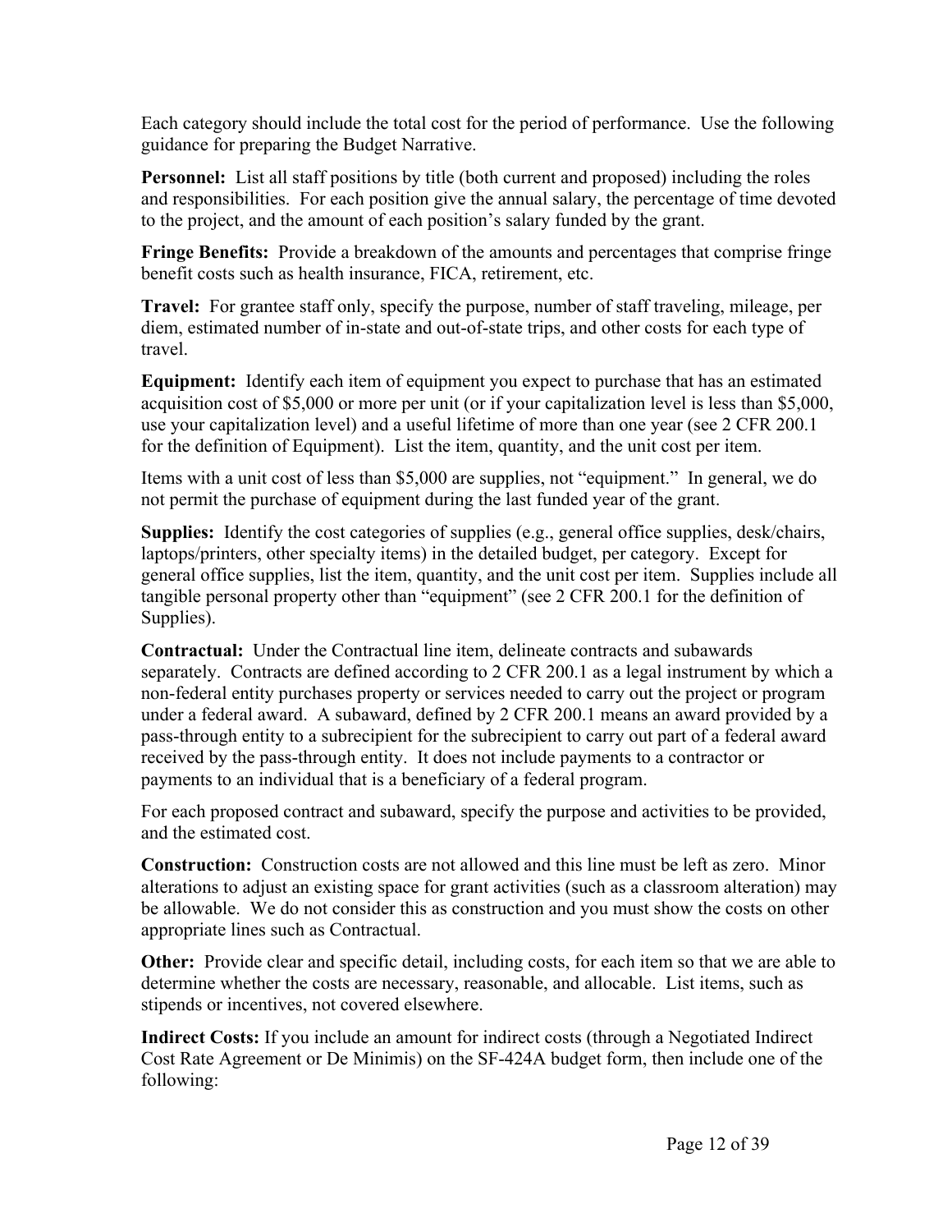Each category should include the total cost for the period of performance.  Use the following guidance for preparing the Budget Narrative.

**Personnel:**  List all staff positions by title (both current and proposed) including the roles and responsibilities.  For each position give the annual salary, the percentage of time devoted to the project, and the amount of each position's salary funded by the grant.

**Fringe Benefits:**  Provide a breakdown of the amounts and percentages that comprise fringe benefit costs such as health insurance, FICA, retirement, etc.

**Travel:**  For grantee staff only, specify the purpose, number of staff traveling, mileage, per diem, estimated number of in-state and out-of-state trips, and other costs for each type of travel.

**Equipment:**  Identify each item of equipment you expect to purchase that has an estimated acquisition cost of $5,000 or more per unit (or if your capitalization level is less than $5,000, use your capitalization level) and a useful lifetime of more than one year (see 2 CFR 200.1 for the definition of Equipment).  List the item, quantity, and the unit cost per item.

Items with a unit cost of less than $5,000 are supplies, not "equipment."  In general, we do not permit the purchase of equipment during the last funded year of the grant.

**Supplies:**  Identify the cost categories of supplies (e.g., general office supplies, desk/chairs, laptops/printers, other specialty items) in the detailed budget, per category.  Except for general office supplies, list the item, quantity, and the unit cost per item.  Supplies include all tangible personal property other than "equipment" (see 2 CFR 200.1 for the definition of Supplies).

**Contractual:**  Under the Contractual line item, delineate contracts and subawards separately.  Contracts are defined according to 2 CFR 200.1 as a legal instrument by which a non-federal entity purchases property or services needed to carry out the project or program under a federal award.  A subaward, defined by 2 CFR 200.1 means an award provided by a pass-through entity to a subrecipient for the subrecipient to carry out part of a federal award received by the pass-through entity.  It does not include payments to a contractor or payments to an individual that is a beneficiary of a federal program.

For each proposed contract and subaward, specify the purpose and activities to be provided, and the estimated cost.

**Construction:**  Construction costs are not allowed and this line must be left as zero.  Minor alterations to adjust an existing space for grant activities (such as a classroom alteration) may be allowable.  We do not consider this as construction and you must show the costs on other appropriate lines such as Contractual.

**Other:**  Provide clear and specific detail, including costs, for each item so that we are able to determine whether the costs are necessary, reasonable, and allocable.  List items, such as stipends or incentives, not covered elsewhere.

**Indirect Costs:** If you include an amount for indirect costs (through a Negotiated Indirect Cost Rate Agreement or De Minimis) on the SF-424A budget form, then include one of the following: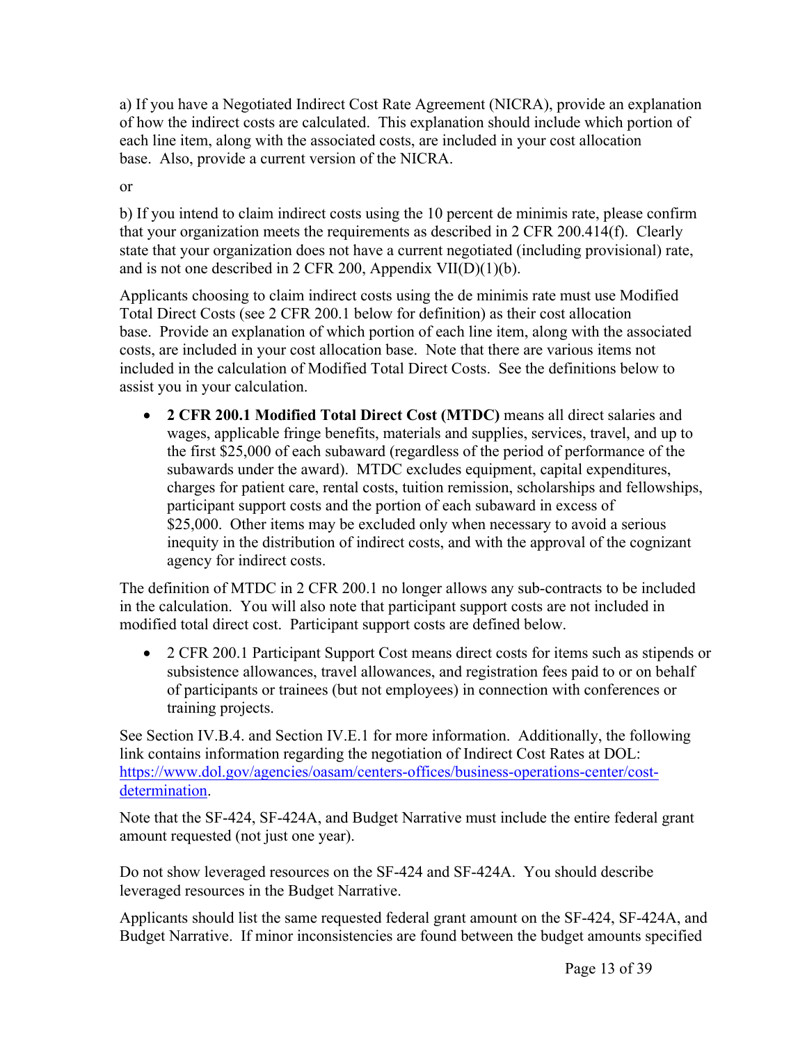a) If you have a Negotiated Indirect Cost Rate Agreement (NICRA), provide an explanation of how the indirect costs are calculated. This explanation should include which portion of each line item, along with the associated costs, are included in your cost allocation base. Also, provide a current version of the NICRA.

or

b) If you intend to claim indirect costs using the 10 percent de minimis rate, please confirm that your organization meets the requirements as described in 2 CFR 200.414(f). Clearly state that your organization does not have a current negotiated (including provisional) rate, and is not one described in 2 CFR 200, Appendix VII(D)(1)(b).

Applicants choosing to claim indirect costs using the de minimis rate must use Modified Total Direct Costs (see 2 CFR 200.1 below for definition) as their cost allocation base. Provide an explanation of which portion of each line item, along with the associated costs, are included in your cost allocation base. Note that there are various items not included in the calculation of Modified Total Direct Costs. See the definitions below to assist you in your calculation.

- **2 CFR 200.1 Modified Total Direct Cost (MTDC)** means all direct salaries and wages, applicable fringe benefits, materials and supplies, services, travel, and up to the first $25,000 of each subaward (regardless of the period of performance of the subawards under the award). MTDC excludes equipment, capital expenditures, charges for patient care, rental costs, tuition remission, scholarships and fellowships, participant support costs and the portion of each subaward in excess of $25,000. Other items may be excluded only when necessary to avoid a serious inequity in the distribution of indirect costs, and with the approval of the cognizant agency for indirect costs.

The definition of MTDC in 2 CFR 200.1 no longer allows any sub-contracts to be included in the calculation. You will also note that participant support costs are not included in modified total direct cost. Participant support costs are defined below.

- 2 CFR 200.1 Participant Support Cost means direct costs for items such as stipends or subsistence allowances, travel allowances, and registration fees paid to or on behalf of participants or trainees (but not employees) in connection with conferences or training projects.

See Section IV.B.4. and Section IV.E.1 for more information. Additionally, the following link contains information regarding the negotiation of Indirect Cost Rates at DOL: [https://www.dol.gov/agencies/oasam/centers-offices/business-operations-center/cost-determination](https://www.dol.gov/agencies/oasam/centers-offices/business-operations-center/cost-determination).

Note that the SF-424, SF-424A, and Budget Narrative must include the entire federal grant amount requested (not just one year).

Do not show leveraged resources on the SF-424 and SF-424A. You should describe leveraged resources in the Budget Narrative.

Applicants should list the same requested federal grant amount on the SF-424, SF-424A, and Budget Narrative. If minor inconsistencies are found between the budget amounts specified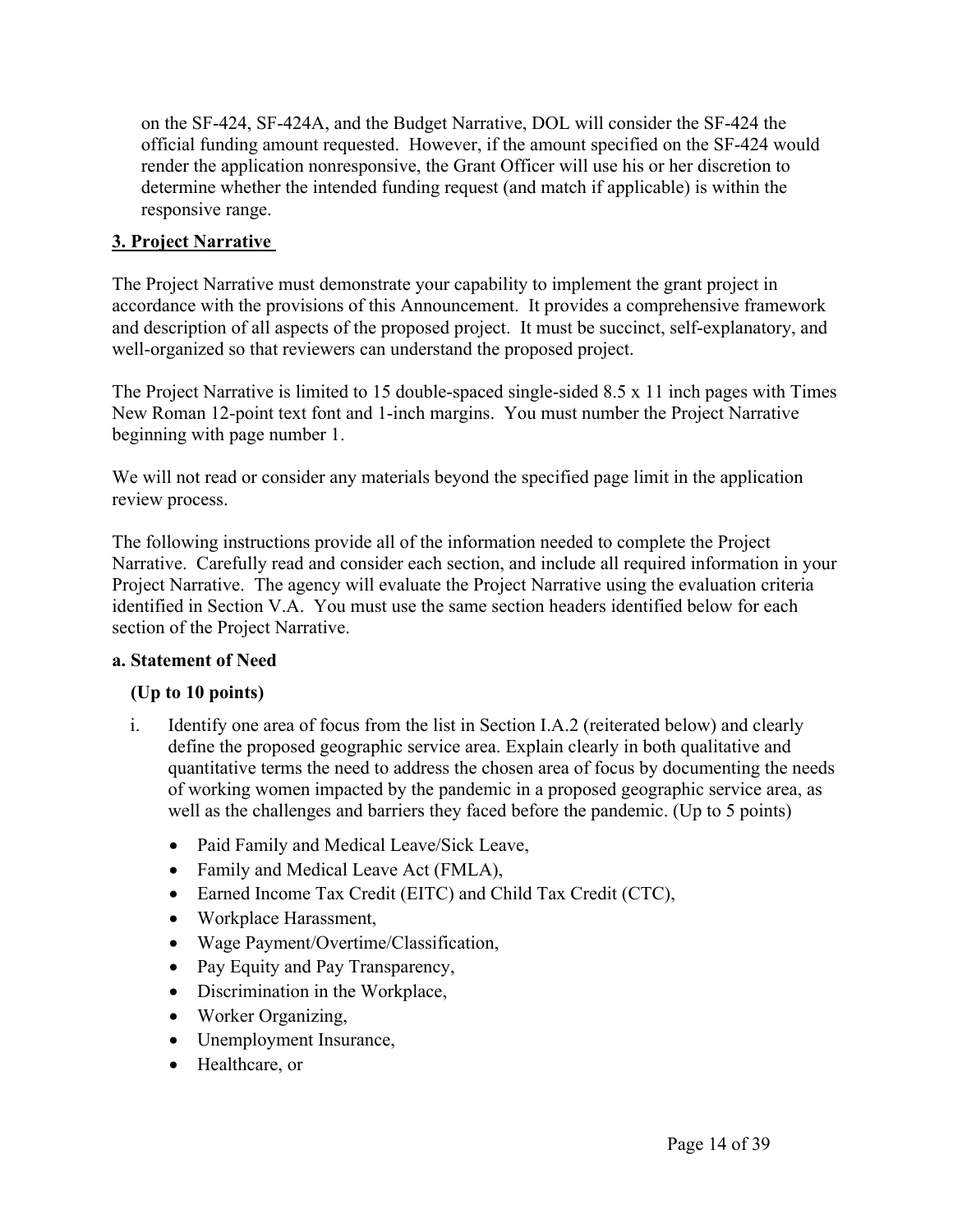on the SF-424, SF-424A, and the Budget Narrative, DOL will consider the SF-424 the official funding amount requested. However, if the amount specified on the SF-424 would render the application nonresponsive, the Grant Officer will use his or her discretion to determine whether the intended funding request (and match if applicable) is within the responsive range.

## 3. Project Narrative

The Project Narrative must demonstrate your capability to implement the grant project in accordance with the provisions of this Announcement. It provides a comprehensive framework and description of all aspects of the proposed project. It must be succinct, self-explanatory, and well-organized so that reviewers can understand the proposed project.

The Project Narrative is limited to 15 double-spaced single-sided 8.5 x 11 inch pages with Times New Roman 12-point text font and 1-inch margins. You must number the Project Narrative beginning with page number 1.

We will not read or consider any materials beyond the specified page limit in the application review process.

The following instructions provide all of the information needed to complete the Project Narrative. Carefully read and consider each section, and include all required information in your Project Narrative. The agency will evaluate the Project Narrative using the evaluation criteria identified in Section V.A. You must use the same section headers identified below for each section of the Project Narrative.

### a. Statement of Need

**(Up to 10 points)**

i. Identify one area of focus from the list in Section I.A.2 (reiterated below) and clearly define the proposed geographic service area. Explain clearly in both qualitative and quantitative terms the need to address the chosen area of focus by documenting the needs of working women impacted by the pandemic in a proposed geographic service area, as well as the challenges and barriers they faced before the pandemic. (Up to 5 points)

- Paid Family and Medical Leave/Sick Leave,
- Family and Medical Leave Act (FMLA),
- Earned Income Tax Credit (EITC) and Child Tax Credit (CTC),
- Workplace Harassment,
- Wage Payment/Overtime/Classification,
- Pay Equity and Pay Transparency,
- Discrimination in the Workplace,
- Worker Organizing,
- Unemployment Insurance,
- Healthcare, or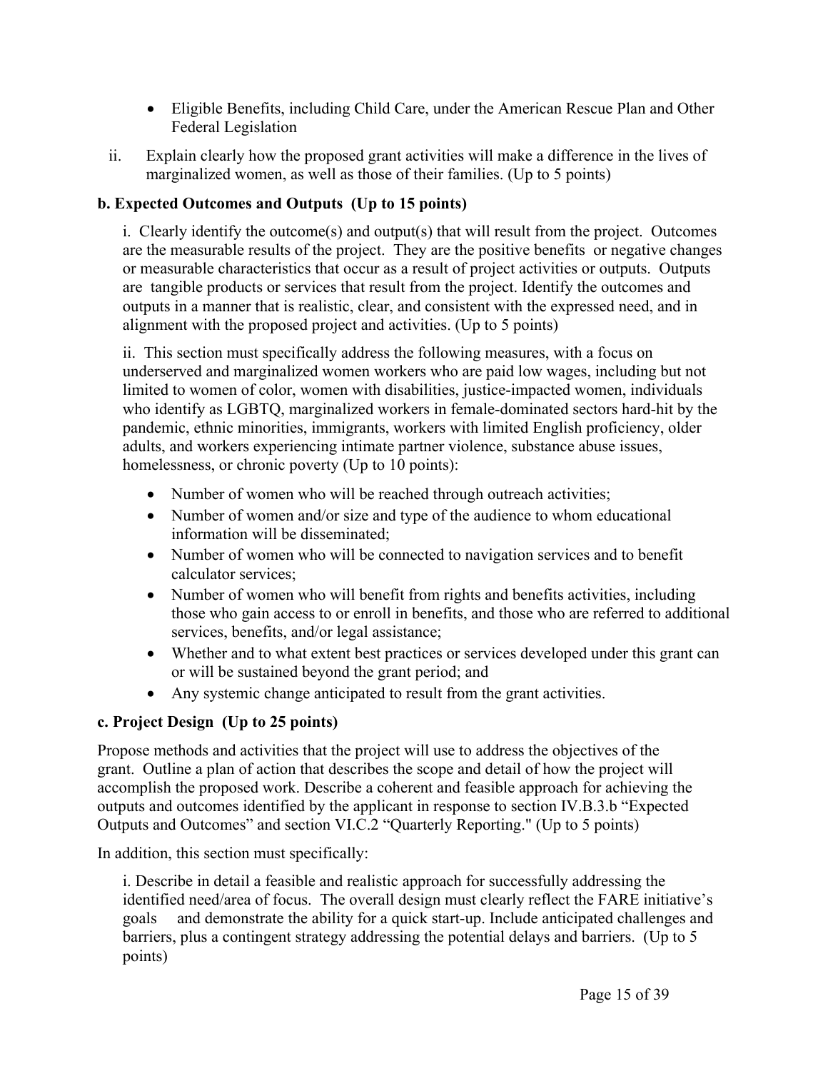- Eligible Benefits, including Child Care, under the American Rescue Plan and Other Federal Legislation

ii. Explain clearly how the proposed grant activities will make a difference in the lives of marginalized women, as well as those of their families. (Up to 5 points)

**b. Expected Outcomes and Outputs (Up to 15 points)**

i. Clearly identify the outcome(s) and output(s) that will result from the project. Outcomes are the measurable results of the project. They are the positive benefits or negative changes or measurable characteristics that occur as a result of project activities or outputs. Outputs are tangible products or services that result from the project. Identify the outcomes and outputs in a manner that is realistic, clear, and consistent with the expressed need, and in alignment with the proposed project and activities. (Up to 5 points)

ii. This section must specifically address the following measures, with a focus on underserved and marginalized women workers who are paid low wages, including but not limited to women of color, women with disabilities, justice-impacted women, individuals who identify as LGBTQ, marginalized workers in female-dominated sectors hard-hit by the pandemic, ethnic minorities, immigrants, workers with limited English proficiency, older adults, and workers experiencing intimate partner violence, substance abuse issues, homelessness, or chronic poverty (Up to 10 points):

- Number of women who will be reached through outreach activities;
- Number of women and/or size and type of the audience to whom educational information will be disseminated;
- Number of women who will be connected to navigation services and to benefit calculator services;
- Number of women who will benefit from rights and benefits activities, including those who gain access to or enroll in benefits, and those who are referred to additional services, benefits, and/or legal assistance;
- Whether and to what extent best practices or services developed under this grant can or will be sustained beyond the grant period; and
- Any systemic change anticipated to result from the grant activities.

**c. Project Design (Up to 25 points)**

Propose methods and activities that the project will use to address the objectives of the grant. Outline a plan of action that describes the scope and detail of how the project will accomplish the proposed work. Describe a coherent and feasible approach for achieving the outputs and outcomes identified by the applicant in response to section IV.B.3.b "Expected Outputs and Outcomes" and section VI.C.2 "Quarterly Reporting." (Up to 5 points)

In addition, this section must specifically:

i. Describe in detail a feasible and realistic approach for successfully addressing the identified need/area of focus. The overall design must clearly reflect the FARE initiative's goals and demonstrate the ability for a quick start-up. Include anticipated challenges and barriers, plus a contingent strategy addressing the potential delays and barriers. (Up to 5 points)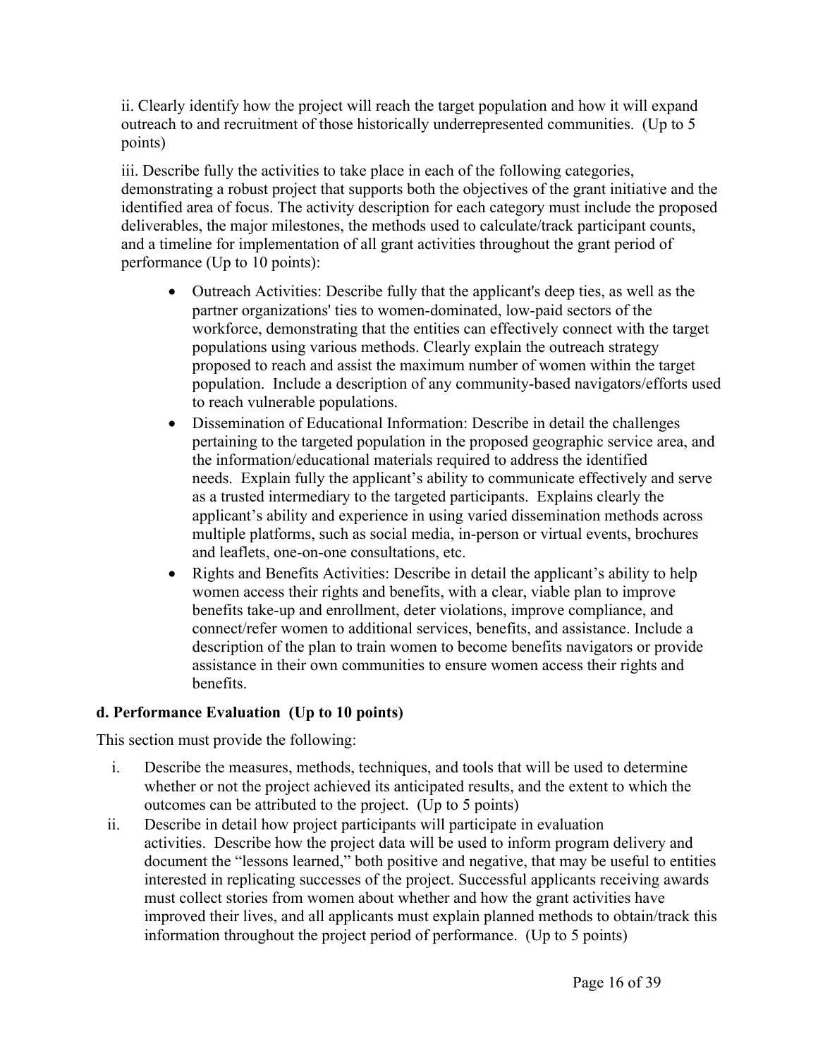ii. Clearly identify how the project will reach the target population and how it will expand outreach to and recruitment of those historically underrepresented communities. (Up to 5 points)

iii. Describe fully the activities to take place in each of the following categories, demonstrating a robust project that supports both the objectives of the grant initiative and the identified area of focus. The activity description for each category must include the proposed deliverables, the major milestones, the methods used to calculate/track participant counts, and a timeline for implementation of all grant activities throughout the grant period of performance (Up to 10 points):

- Outreach Activities: Describe fully that the applicant's deep ties, as well as the partner organizations' ties to women-dominated, low-paid sectors of the workforce, demonstrating that the entities can effectively connect with the target populations using various methods. Clearly explain the outreach strategy proposed to reach and assist the maximum number of women within the target population. Include a description of any community-based navigators/efforts used to reach vulnerable populations.
- Dissemination of Educational Information: Describe in detail the challenges pertaining to the targeted population in the proposed geographic service area, and the information/educational materials required to address the identified needs. Explain fully the applicant's ability to communicate effectively and serve as a trusted intermediary to the targeted participants. Explains clearly the applicant's ability and experience in using varied dissemination methods across multiple platforms, such as social media, in-person or virtual events, brochures and leaflets, one-on-one consultations, etc.
- Rights and Benefits Activities: Describe in detail the applicant's ability to help women access their rights and benefits, with a clear, viable plan to improve benefits take-up and enrollment, deter violations, improve compliance, and connect/refer women to additional services, benefits, and assistance. Include a description of the plan to train women to become benefits navigators or provide assistance in their own communities to ensure women access their rights and benefits.

**d. Performance Evaluation (Up to 10 points)**

This section must provide the following:

i. Describe the measures, methods, techniques, and tools that will be used to determine whether or not the project achieved its anticipated results, and the extent to which the outcomes can be attributed to the project. (Up to 5 points)

ii. Describe in detail how project participants will participate in evaluation activities. Describe how the project data will be used to inform program delivery and document the "lessons learned," both positive and negative, that may be useful to entities interested in replicating successes of the project. Successful applicants receiving awards must collect stories from women about whether and how the grant activities have improved their lives, and all applicants must explain planned methods to obtain/track this information throughout the project period of performance. (Up to 5 points)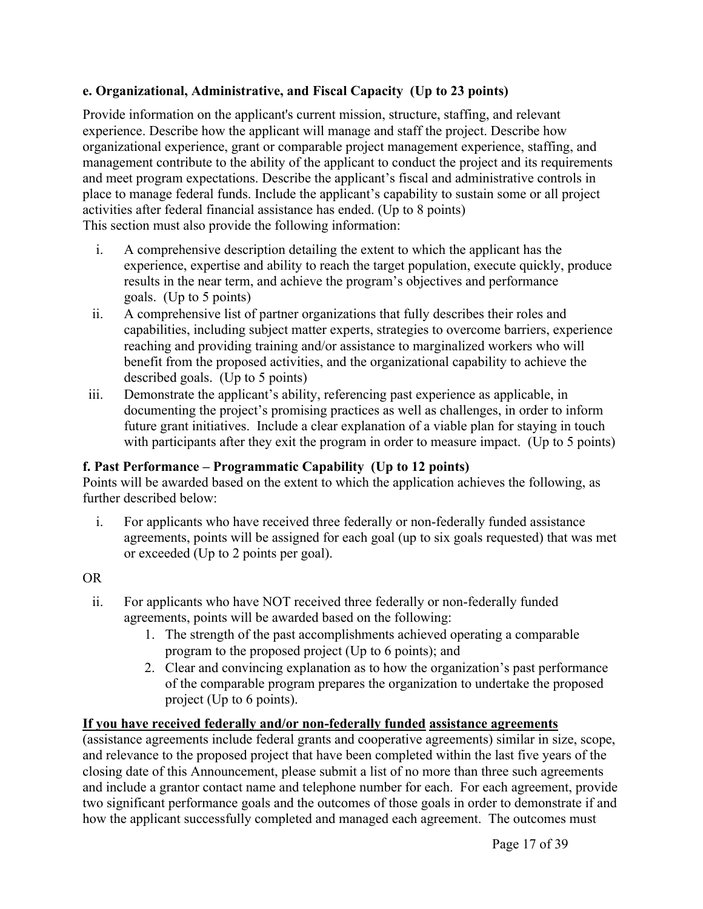**e. Organizational, Administrative, and Fiscal Capacity (Up to 23 points)**

Provide information on the applicant's current mission, structure, staffing, and relevant experience. Describe how the applicant will manage and staff the project. Describe how organizational experience, grant or comparable project management experience, staffing, and management contribute to the ability of the applicant to conduct the project and its requirements and meet program expectations. Describe the applicant's fiscal and administrative controls in place to manage federal funds. Include the applicant's capability to sustain some or all project activities after federal financial assistance has ended. (Up to 8 points)
This section must also provide the following information:

i. A comprehensive description detailing the extent to which the applicant has the experience, expertise and ability to reach the target population, execute quickly, produce results in the near term, and achieve the program's objectives and performance goals. (Up to 5 points)
ii. A comprehensive list of partner organizations that fully describes their roles and capabilities, including subject matter experts, strategies to overcome barriers, experience reaching and providing training and/or assistance to marginalized workers who will benefit from the proposed activities, and the organizational capability to achieve the described goals. (Up to 5 points)
iii. Demonstrate the applicant's ability, referencing past experience as applicable, in documenting the project's promising practices as well as challenges, in order to inform future grant initiatives. Include a clear explanation of a viable plan for staying in touch with participants after they exit the program in order to measure impact. (Up to 5 points)

**f. Past Performance – Programmatic Capability (Up to 12 points)**
Points will be awarded based on the extent to which the application achieves the following, as further described below:

i. For applicants who have received three federally or non-federally funded assistance agreements, points will be assigned for each goal (up to six goals requested) that was met or exceeded (Up to 2 points per goal).

OR

ii. For applicants who have NOT received three federally or non-federally funded agreements, points will be awarded based on the following:
    1. The strength of the past accomplishments achieved operating a comparable program to the proposed project (Up to 6 points); and
    2. Clear and convincing explanation as to how the organization's past performance of the comparable program prepares the organization to undertake the proposed project (Up to 6 points).

**<u>If you have received federally and/or non-federally funded</u> <u>assistance agreements</u>** (assistance agreements include federal grants and cooperative agreements) similar in size, scope, and relevance to the proposed project that have been completed within the last five years of the closing date of this Announcement, please submit a list of no more than three such agreements and include a grantor contact name and telephone number for each. For each agreement, provide two significant performance goals and the outcomes of those goals in order to demonstrate if and how the applicant successfully completed and managed each agreement. The outcomes must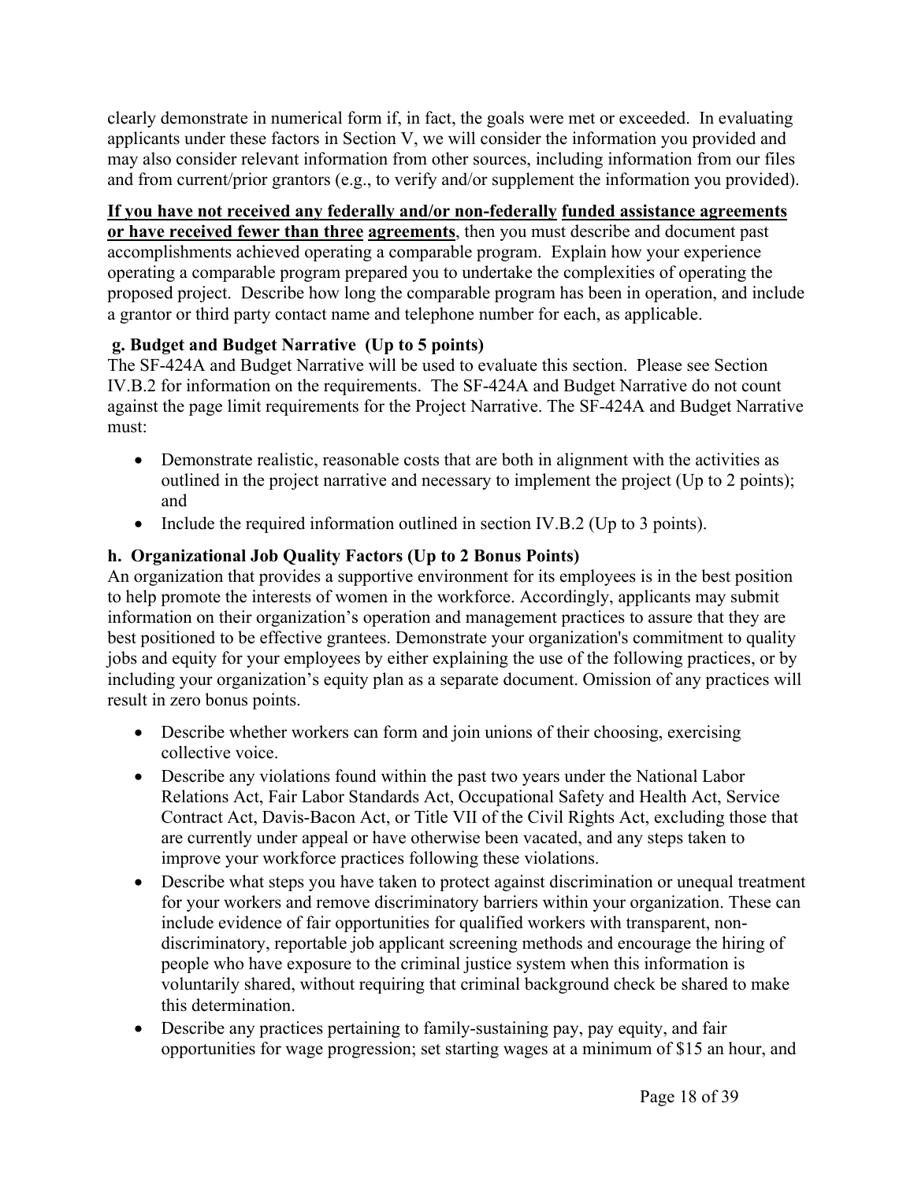clearly demonstrate in numerical form if, in fact, the goals were met or exceeded. In evaluating applicants under these factors in Section V, we will consider the information you provided and may also consider relevant information from other sources, including information from our files and from current/prior grantors (e.g., to verify and/or supplement the information you provided).

**If you have not received any federally and/or non-federally funded assistance agreements or have received fewer than three agreements**, then you must describe and document past accomplishments achieved operating a comparable program. Explain how your experience operating a comparable program prepared you to undertake the complexities of operating the proposed project. Describe how long the comparable program has been in operation, and include a grantor or third party contact name and telephone number for each, as applicable.

**g. Budget and Budget Narrative (Up to 5 points)**

The SF-424A and Budget Narrative will be used to evaluate this section. Please see Section IV.B.2 for information on the requirements. The SF-424A and Budget Narrative do not count against the page limit requirements for the Project Narrative. The SF-424A and Budget Narrative must:

- Demonstrate realistic, reasonable costs that are both in alignment with the activities as outlined in the project narrative and necessary to implement the project (Up to 2 points); and
- Include the required information outlined in section IV.B.2 (Up to 3 points).

**h. Organizational Job Quality Factors (Up to 2 Bonus Points)**

An organization that provides a supportive environment for its employees is in the best position to help promote the interests of women in the workforce. Accordingly, applicants may submit information on their organization's operation and management practices to assure that they are best positioned to be effective grantees. Demonstrate your organization's commitment to quality jobs and equity for your employees by either explaining the use of the following practices, or by including your organization's equity plan as a separate document. Omission of any practices will result in zero bonus points.

- Describe whether workers can form and join unions of their choosing, exercising collective voice.
- Describe any violations found within the past two years under the National Labor Relations Act, Fair Labor Standards Act, Occupational Safety and Health Act, Service Contract Act, Davis-Bacon Act, or Title VII of the Civil Rights Act, excluding those that are currently under appeal or have otherwise been vacated, and any steps taken to improve your workforce practices following these violations.
- Describe what steps you have taken to protect against discrimination or unequal treatment for your workers and remove discriminatory barriers within your organization. These can include evidence of fair opportunities for qualified workers with transparent, non-discriminatory, reportable job applicant screening methods and encourage the hiring of people who have exposure to the criminal justice system when this information is voluntarily shared, without requiring that criminal background check be shared to make this determination.
- Describe any practices pertaining to family-sustaining pay, pay equity, and fair opportunities for wage progression; set starting wages at a minimum of $15 an hour, and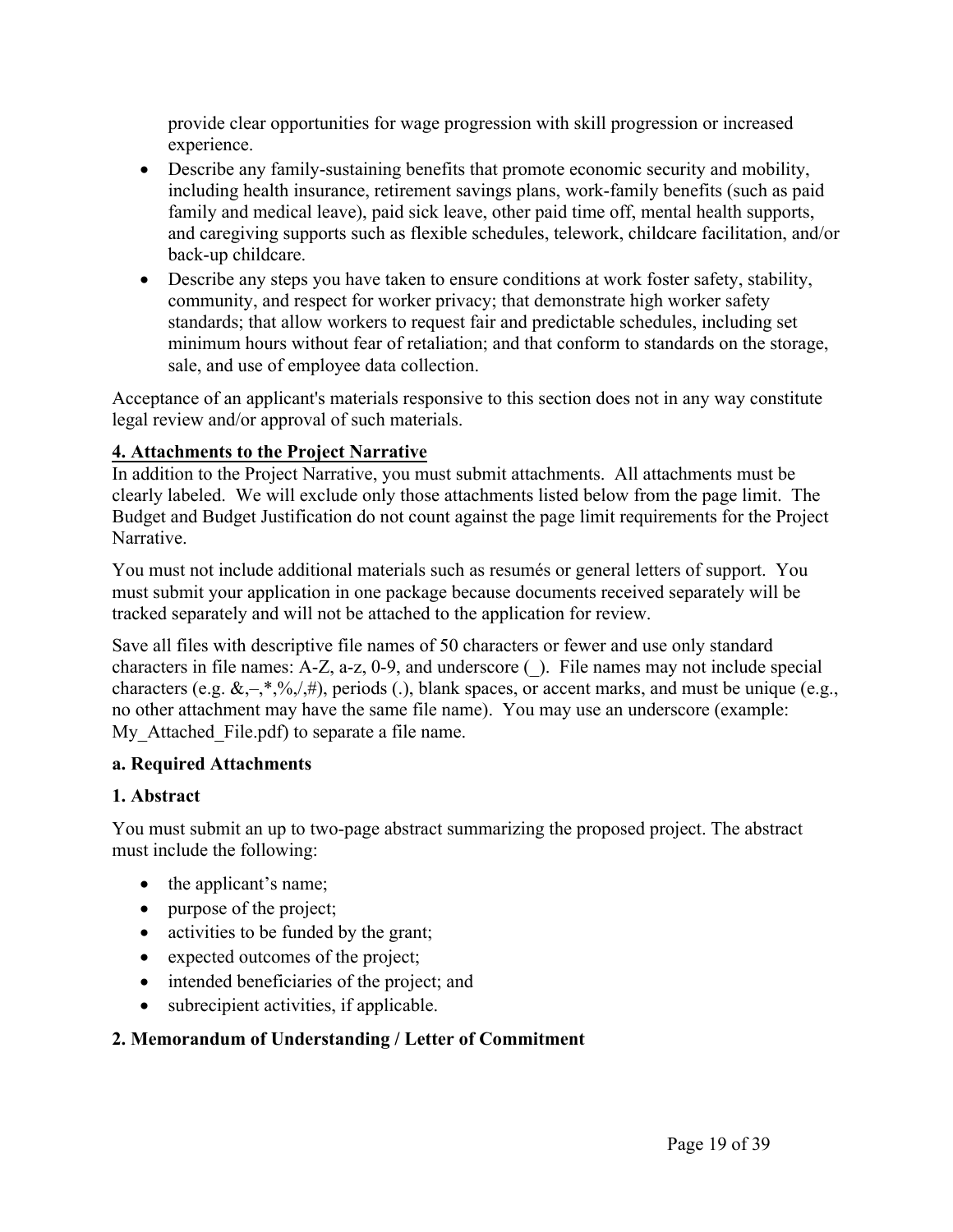provide clear opportunities for wage progression with skill progression or increased experience.

- Describe any family-sustaining benefits that promote economic security and mobility, including health insurance, retirement savings plans, work-family benefits (such as paid family and medical leave), paid sick leave, other paid time off, mental health supports, and caregiving supports such as flexible schedules, telework, childcare facilitation, and/or back-up childcare.
- Describe any steps you have taken to ensure conditions at work foster safety, stability, community, and respect for worker privacy; that demonstrate high worker safety standards; that allow workers to request fair and predictable schedules, including set minimum hours without fear of retaliation; and that conform to standards on the storage, sale, and use of employee data collection.

Acceptance of an applicant's materials responsive to this section does not in any way constitute legal review and/or approval of such materials.

## 4. Attachments to the Project Narrative

In addition to the Project Narrative, you must submit attachments. All attachments must be clearly labeled. We will exclude only those attachments listed below from the page limit. The Budget and Budget Justification do not count against the page limit requirements for the Project Narrative.

You must not include additional materials such as resumés or general letters of support. You must submit your application in one package because documents received separately will be tracked separately and will not be attached to the application for review.

Save all files with descriptive file names of 50 characters or fewer and use only standard characters in file names: A-Z, a-z, 0-9, and underscore (_). File names may not include special characters (e.g. &,–,*,%,/,#), periods (.), blank spaces, or accent marks, and must be unique (e.g., no other attachment may have the same file name). You may use an underscore (example: My_Attached_File.pdf) to separate a file name.

### a. Required Attachments

### 1. Abstract

You must submit an up to two-page abstract summarizing the proposed project. The abstract must include the following:

- the applicant's name;
- purpose of the project;
- activities to be funded by the grant;
- expected outcomes of the project;
- intended beneficiaries of the project; and
- subrecipient activities, if applicable.

### 2. Memorandum of Understanding / Letter of Commitment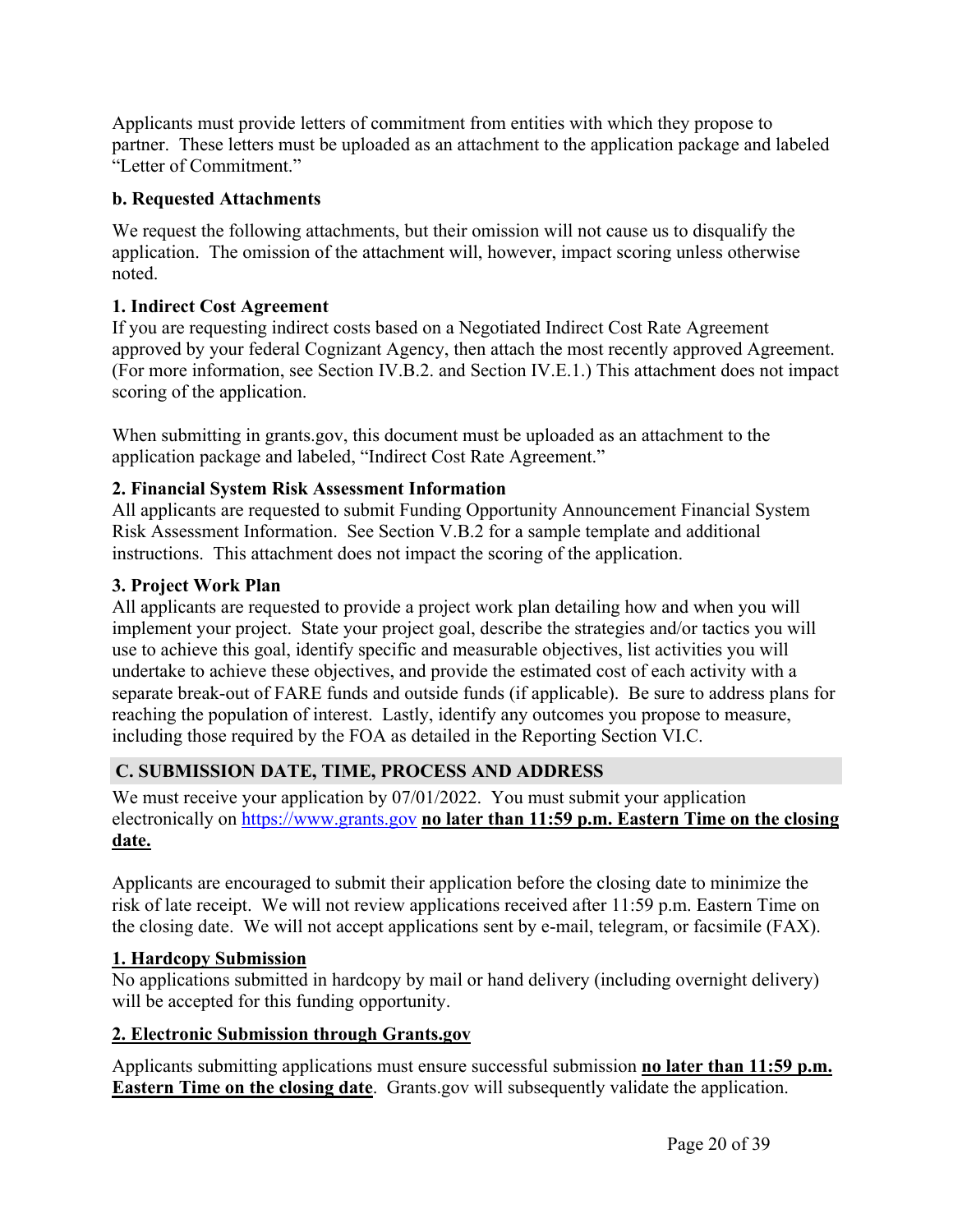Applicants must provide letters of commitment from entities with which they propose to partner. These letters must be uploaded as an attachment to the application package and labeled "Letter of Commitment."

### b. Requested Attachments

We request the following attachments, but their omission will not cause us to disqualify the application. The omission of the attachment will, however, impact scoring unless otherwise noted.

**1. Indirect Cost Agreement**
If you are requesting indirect costs based on a Negotiated Indirect Cost Rate Agreement approved by your federal Cognizant Agency, then attach the most recently approved Agreement. (For more information, see Section IV.B.2. and Section IV.E.1.) This attachment does not impact scoring of the application.

When submitting in grants.gov, this document must be uploaded as an attachment to the application package and labeled, "Indirect Cost Rate Agreement."

**2. Financial System Risk Assessment Information**
All applicants are requested to submit Funding Opportunity Announcement Financial System Risk Assessment Information. See Section V.B.2 for a sample template and additional instructions. This attachment does not impact the scoring of the application.

**3. Project Work Plan**
All applicants are requested to provide a project work plan detailing how and when you will implement your project. State your project goal, describe the strategies and/or tactics you will use to achieve this goal, identify specific and measurable objectives, list activities you will undertake to achieve these objectives, and provide the estimated cost of each activity with a separate break-out of FARE funds and outside funds (if applicable). Be sure to address plans for reaching the population of interest. Lastly, identify any outcomes you propose to measure, including those required by the FOA as detailed in the Reporting Section VI.C.

## C. SUBMISSION DATE, TIME, PROCESS AND ADDRESS

We must receive your application by 07/01/2022. You must submit your application electronically on [https://www.grants.gov](https://www.grants.gov) **no later than 11:59 p.m. Eastern Time on the closing date.**

Applicants are encouraged to submit their application before the closing date to minimize the risk of late receipt. We will not review applications received after 11:59 p.m. Eastern Time on the closing date. We will not accept applications sent by e-mail, telegram, or facsimile (FAX).

**1. Hardcopy Submission**
No applications submitted in hardcopy by mail or hand delivery (including overnight delivery) will be accepted for this funding opportunity.

**2. Electronic Submission through Grants.gov**

Applicants submitting applications must ensure successful submission **no later than 11:59 p.m. Eastern Time on the closing date**. Grants.gov will subsequently validate the application.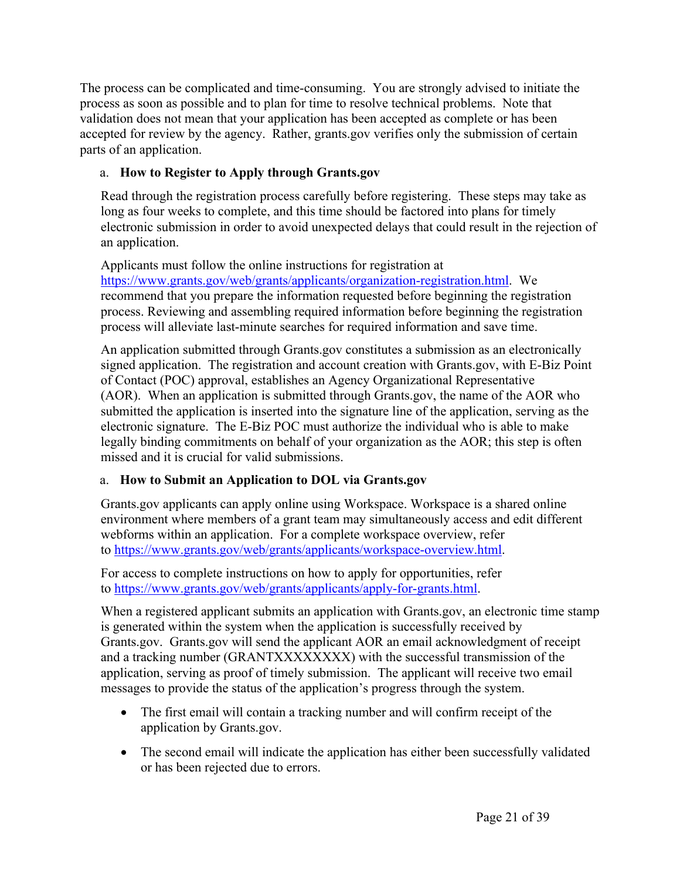The process can be complicated and time-consuming. You are strongly advised to initiate the process as soon as possible and to plan for time to resolve technical problems. Note that validation does not mean that your application has been accepted as complete or has been accepted for review by the agency. Rather, grants.gov verifies only the submission of certain parts of an application.

a. **How to Register to Apply through Grants.gov**

Read through the registration process carefully before registering. These steps may take as long as four weeks to complete, and this time should be factored into plans for timely electronic submission in order to avoid unexpected delays that could result in the rejection of an application.

Applicants must follow the online instructions for registration at https://www.grants.gov/web/grants/applicants/organization-registration.html. We recommend that you prepare the information requested before beginning the registration process. Reviewing and assembling required information before beginning the registration process will alleviate last-minute searches for required information and save time.

An application submitted through Grants.gov constitutes a submission as an electronically signed application. The registration and account creation with Grants.gov, with E-Biz Point of Contact (POC) approval, establishes an Agency Organizational Representative (AOR). When an application is submitted through Grants.gov, the name of the AOR who submitted the application is inserted into the signature line of the application, serving as the electronic signature. The E-Biz POC must authorize the individual who is able to make legally binding commitments on behalf of your organization as the AOR; this step is often missed and it is crucial for valid submissions.

a. **How to Submit an Application to DOL via Grants.gov**

Grants.gov applicants can apply online using Workspace. Workspace is a shared online environment where members of a grant team may simultaneously access and edit different webforms within an application. For a complete workspace overview, refer to https://www.grants.gov/web/grants/applicants/workspace-overview.html.

For access to complete instructions on how to apply for opportunities, refer to https://www.grants.gov/web/grants/applicants/apply-for-grants.html.

When a registered applicant submits an application with Grants.gov, an electronic time stamp is generated within the system when the application is successfully received by Grants.gov. Grants.gov will send the applicant AOR an email acknowledgment of receipt and a tracking number (GRANTXXXXXXXX) with the successful transmission of the application, serving as proof of timely submission. The applicant will receive two email messages to provide the status of the application's progress through the system.

- The first email will contain a tracking number and will confirm receipt of the application by Grants.gov.
- The second email will indicate the application has either been successfully validated or has been rejected due to errors.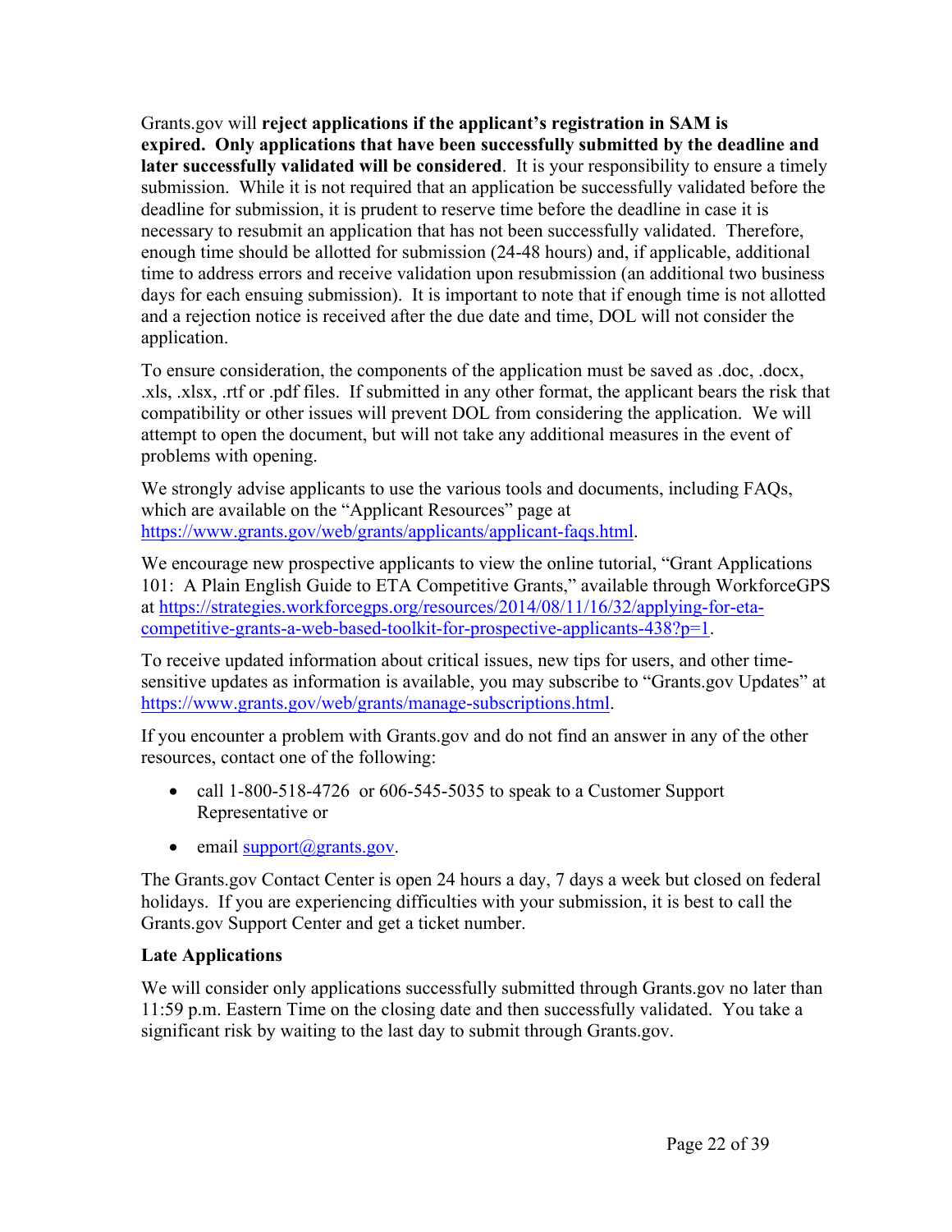Grants.gov will **reject applications if the applicant's registration in SAM is expired. Only applications that have been successfully submitted by the deadline and later successfully validated will be considered**. It is your responsibility to ensure a timely submission. While it is not required that an application be successfully validated before the deadline for submission, it is prudent to reserve time before the deadline in case it is necessary to resubmit an application that has not been successfully validated. Therefore, enough time should be allotted for submission (24-48 hours) and, if applicable, additional time to address errors and receive validation upon resubmission (an additional two business days for each ensuing submission). It is important to note that if enough time is not allotted and a rejection notice is received after the due date and time, DOL will not consider the application.

To ensure consideration, the components of the application must be saved as .doc, .docx, .xls, .xlsx, .rtf or .pdf files. If submitted in any other format, the applicant bears the risk that compatibility or other issues will prevent DOL from considering the application. We will attempt to open the document, but will not take any additional measures in the event of problems with opening.

We strongly advise applicants to use the various tools and documents, including FAQs, which are available on the "Applicant Resources" page at https://www.grants.gov/web/grants/applicants/applicant-faqs.html.

We encourage new prospective applicants to view the online tutorial, "Grant Applications 101: A Plain English Guide to ETA Competitive Grants," available through WorkforceGPS at https://strategies.workforcegps.org/resources/2014/08/11/16/32/applying-for-eta-competitive-grants-a-web-based-toolkit-for-prospective-applicants-438?p=1.

To receive updated information about critical issues, new tips for users, and other time-sensitive updates as information is available, you may subscribe to "Grants.gov Updates" at https://www.grants.gov/web/grants/manage-subscriptions.html.

If you encounter a problem with Grants.gov and do not find an answer in any of the other resources, contact one of the following:

- call 1-800-518-4726 or 606-545-5035 to speak to a Customer Support Representative or
- email support@grants.gov.

The Grants.gov Contact Center is open 24 hours a day, 7 days a week but closed on federal holidays. If you are experiencing difficulties with your submission, it is best to call the Grants.gov Support Center and get a ticket number.

**Late Applications**

We will consider only applications successfully submitted through Grants.gov no later than 11:59 p.m. Eastern Time on the closing date and then successfully validated. You take a significant risk by waiting to the last day to submit through Grants.gov.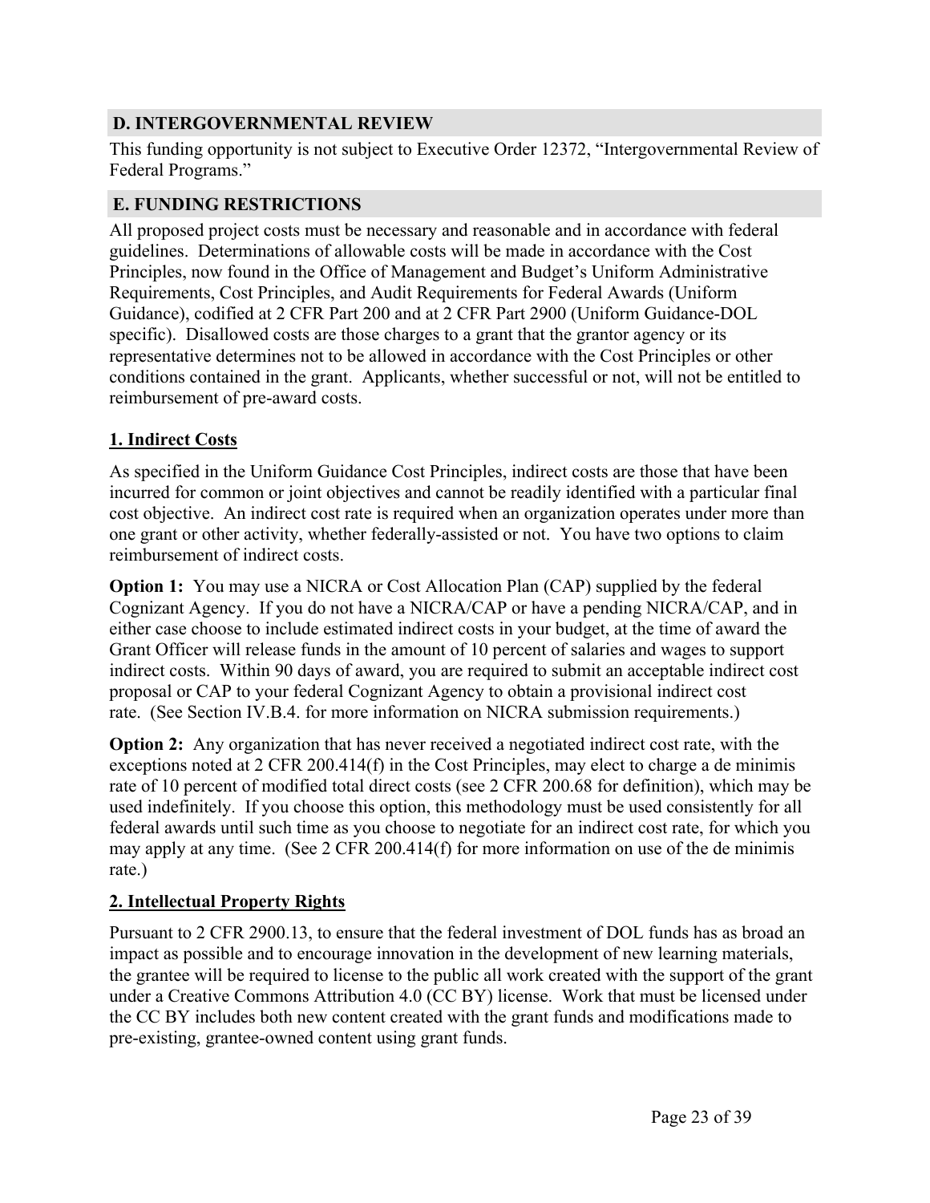## D. INTERGOVERNMENTAL REVIEW

This funding opportunity is not subject to Executive Order 12372, "Intergovernmental Review of Federal Programs."

## E. FUNDING RESTRICTIONS

All proposed project costs must be necessary and reasonable and in accordance with federal guidelines. Determinations of allowable costs will be made in accordance with the Cost Principles, now found in the Office of Management and Budget's Uniform Administrative Requirements, Cost Principles, and Audit Requirements for Federal Awards (Uniform Guidance), codified at 2 CFR Part 200 and at 2 CFR Part 2900 (Uniform Guidance-DOL specific). Disallowed costs are those charges to a grant that the grantor agency or its representative determines not to be allowed in accordance with the Cost Principles or other conditions contained in the grant. Applicants, whether successful or not, will not be entitled to reimbursement of pre-award costs.

### 1. Indirect Costs

As specified in the Uniform Guidance Cost Principles, indirect costs are those that have been incurred for common or joint objectives and cannot be readily identified with a particular final cost objective. An indirect cost rate is required when an organization operates under more than one grant or other activity, whether federally-assisted or not. You have two options to claim reimbursement of indirect costs.

**Option 1:** You may use a NICRA or Cost Allocation Plan (CAP) supplied by the federal Cognizant Agency. If you do not have a NICRA/CAP or have a pending NICRA/CAP, and in either case choose to include estimated indirect costs in your budget, at the time of award the Grant Officer will release funds in the amount of 10 percent of salaries and wages to support indirect costs. Within 90 days of award, you are required to submit an acceptable indirect cost proposal or CAP to your federal Cognizant Agency to obtain a provisional indirect cost rate. (See Section IV.B.4. for more information on NICRA submission requirements.)

**Option 2:** Any organization that has never received a negotiated indirect cost rate, with the exceptions noted at 2 CFR 200.414(f) in the Cost Principles, may elect to charge a de minimis rate of 10 percent of modified total direct costs (see 2 CFR 200.68 for definition), which may be used indefinitely. If you choose this option, this methodology must be used consistently for all federal awards until such time as you choose to negotiate for an indirect cost rate, for which you may apply at any time. (See 2 CFR 200.414(f) for more information on use of the de minimis rate.)

### 2. Intellectual Property Rights

Pursuant to 2 CFR 2900.13, to ensure that the federal investment of DOL funds has as broad an impact as possible and to encourage innovation in the development of new learning materials, the grantee will be required to license to the public all work created with the support of the grant under a Creative Commons Attribution 4.0 (CC BY) license. Work that must be licensed under the CC BY includes both new content created with the grant funds and modifications made to pre-existing, grantee-owned content using grant funds.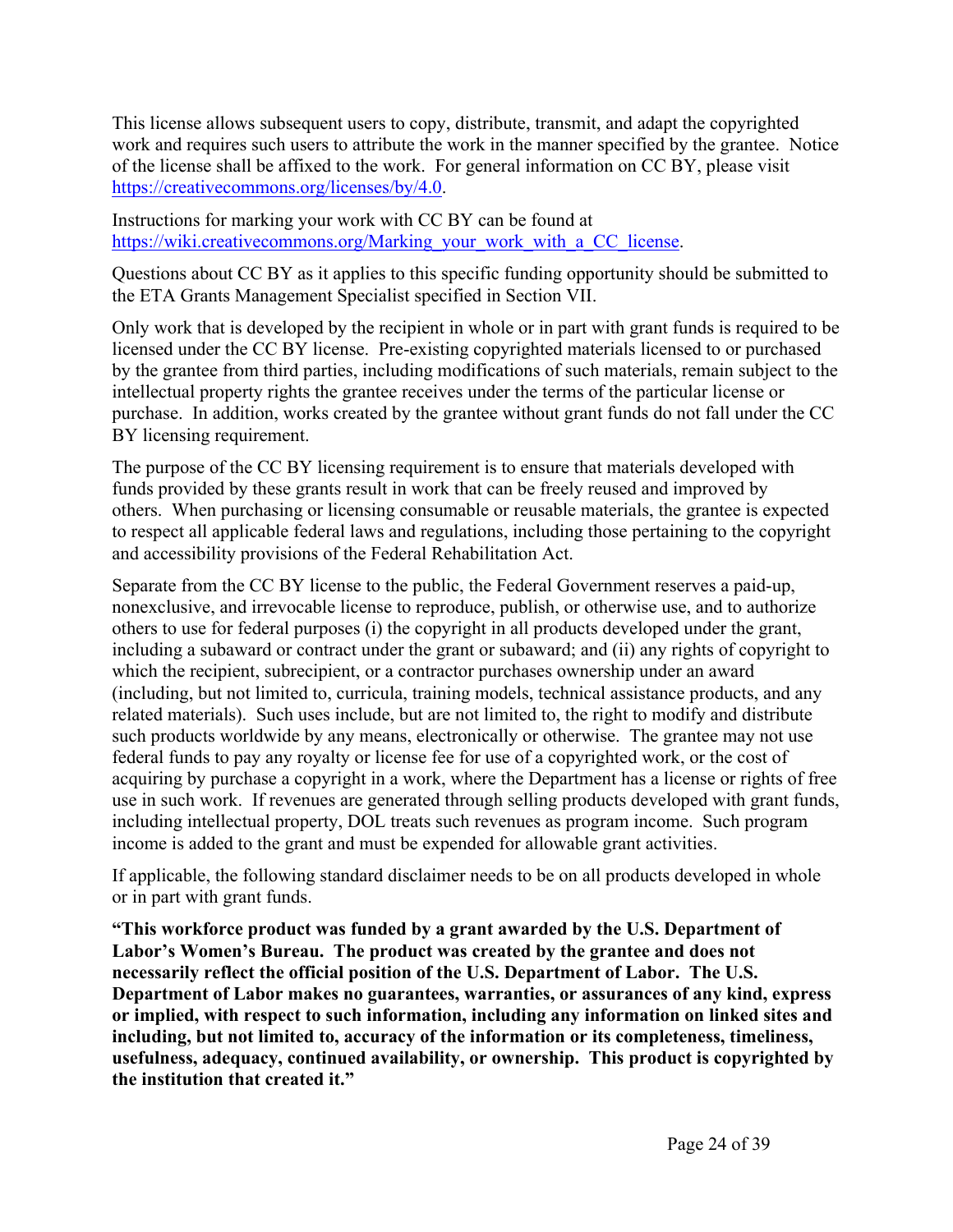This license allows subsequent users to copy, distribute, transmit, and adapt the copyrighted work and requires such users to attribute the work in the manner specified by the grantee. Notice of the license shall be affixed to the work. For general information on CC BY, please visit https://creativecommons.org/licenses/by/4.0.

Instructions for marking your work with CC BY can be found at https://wiki.creativecommons.org/Marking_your_work_with_a_CC_license.

Questions about CC BY as it applies to this specific funding opportunity should be submitted to the ETA Grants Management Specialist specified in Section VII.

Only work that is developed by the recipient in whole or in part with grant funds is required to be licensed under the CC BY license. Pre-existing copyrighted materials licensed to or purchased by the grantee from third parties, including modifications of such materials, remain subject to the intellectual property rights the grantee receives under the terms of the particular license or purchase. In addition, works created by the grantee without grant funds do not fall under the CC BY licensing requirement.

The purpose of the CC BY licensing requirement is to ensure that materials developed with funds provided by these grants result in work that can be freely reused and improved by others. When purchasing or licensing consumable or reusable materials, the grantee is expected to respect all applicable federal laws and regulations, including those pertaining to the copyright and accessibility provisions of the Federal Rehabilitation Act.

Separate from the CC BY license to the public, the Federal Government reserves a paid-up, nonexclusive, and irrevocable license to reproduce, publish, or otherwise use, and to authorize others to use for federal purposes (i) the copyright in all products developed under the grant, including a subaward or contract under the grant or subaward; and (ii) any rights of copyright to which the recipient, subrecipient, or a contractor purchases ownership under an award (including, but not limited to, curricula, training models, technical assistance products, and any related materials). Such uses include, but are not limited to, the right to modify and distribute such products worldwide by any means, electronically or otherwise. The grantee may not use federal funds to pay any royalty or license fee for use of a copyrighted work, or the cost of acquiring by purchase a copyright in a work, where the Department has a license or rights of free use in such work. If revenues are generated through selling products developed with grant funds, including intellectual property, DOL treats such revenues as program income. Such program income is added to the grant and must be expended for allowable grant activities.

If applicable, the following standard disclaimer needs to be on all products developed in whole or in part with grant funds.

**"This workforce product was funded by a grant awarded by the U.S. Department of Labor's Women's Bureau. The product was created by the grantee and does not necessarily reflect the official position of the U.S. Department of Labor. The U.S. Department of Labor makes no guarantees, warranties, or assurances of any kind, express or implied, with respect to such information, including any information on linked sites and including, but not limited to, accuracy of the information or its completeness, timeliness, usefulness, adequacy, continued availability, or ownership. This product is copyrighted by the institution that created it."**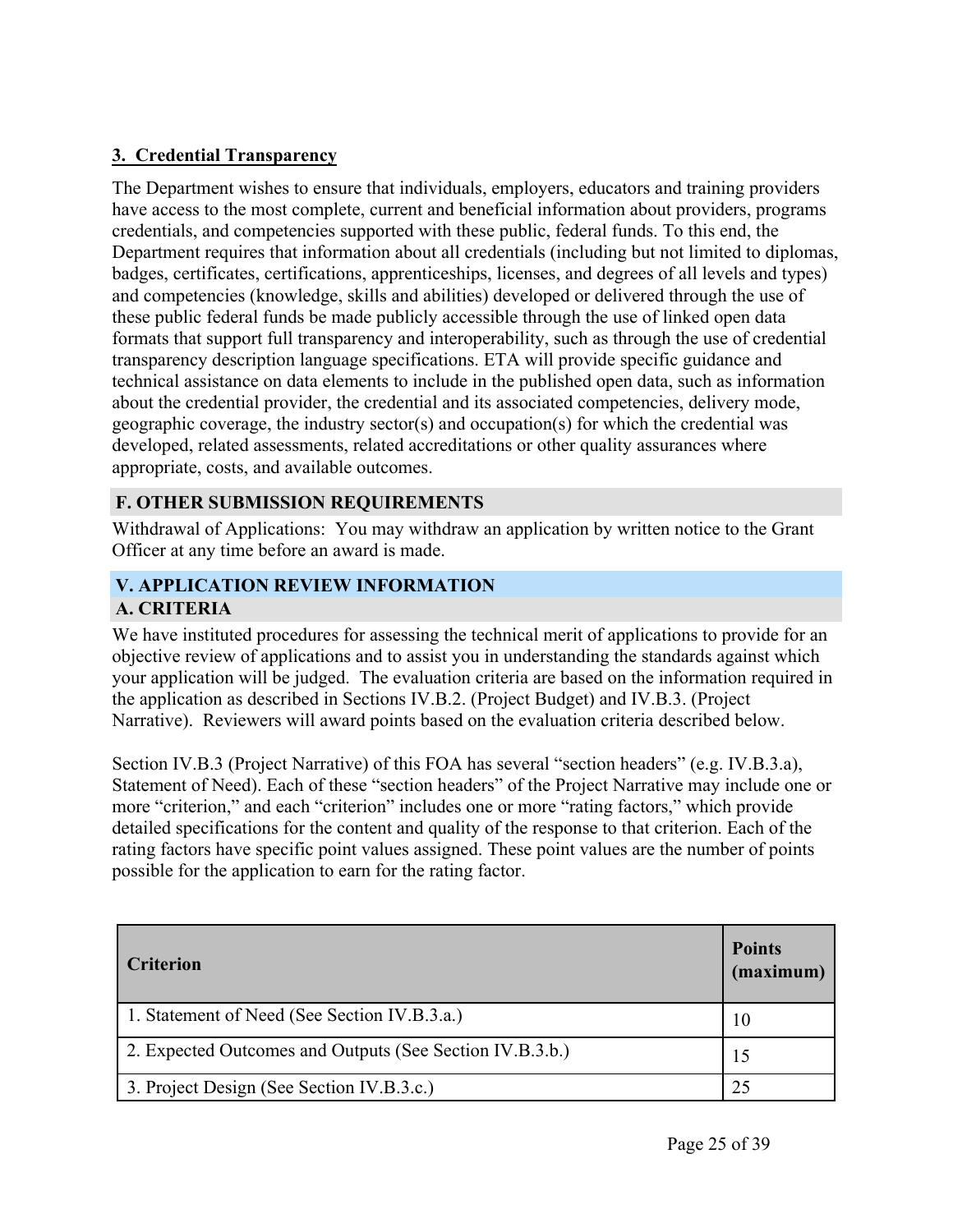### 3. Credential Transparency

The Department wishes to ensure that individuals, employers, educators and training providers have access to the most complete, current and beneficial information about providers, programs credentials, and competencies supported with these public, federal funds. To this end, the Department requires that information about all credentials (including but not limited to diplomas, badges, certificates, certifications, apprenticeships, licenses, and degrees of all levels and types) and competencies (knowledge, skills and abilities) developed or delivered through the use of these public federal funds be made publicly accessible through the use of linked open data formats that support full transparency and interoperability, such as through the use of credential transparency description language specifications. ETA will provide specific guidance and technical assistance on data elements to include in the published open data, such as information about the credential provider, the credential and its associated competencies, delivery mode, geographic coverage, the industry sector(s) and occupation(s) for which the credential was developed, related assessments, related accreditations or other quality assurances where appropriate, costs, and available outcomes.

## F. OTHER SUBMISSION REQUIREMENTS

Withdrawal of Applications: You may withdraw an application by written notice to the Grant Officer at any time before an award is made.

# V. APPLICATION REVIEW INFORMATION

## A. CRITERIA

We have instituted procedures for assessing the technical merit of applications to provide for an objective review of applications and to assist you in understanding the standards against which your application will be judged. The evaluation criteria are based on the information required in the application as described in Sections IV.B.2. (Project Budget) and IV.B.3. (Project Narrative). Reviewers will award points based on the evaluation criteria described below.

Section IV.B.3 (Project Narrative) of this FOA has several "section headers" (e.g. IV.B.3.a), Statement of Need). Each of these "section headers" of the Project Narrative may include one or more "criterion," and each "criterion" includes one or more "rating factors," which provide detailed specifications for the content and quality of the response to that criterion. Each of the rating factors have specific point values assigned. These point values are the number of points possible for the application to earn for the rating factor.

| Criterion | Points (maximum) |
|---|---|
| 1. Statement of Need (See Section IV.B.3.a.) | 10 |
| 2. Expected Outcomes and Outputs (See Section IV.B.3.b.) | 15 |
| 3. Project Design (See Section IV.B.3.c.) | 25 |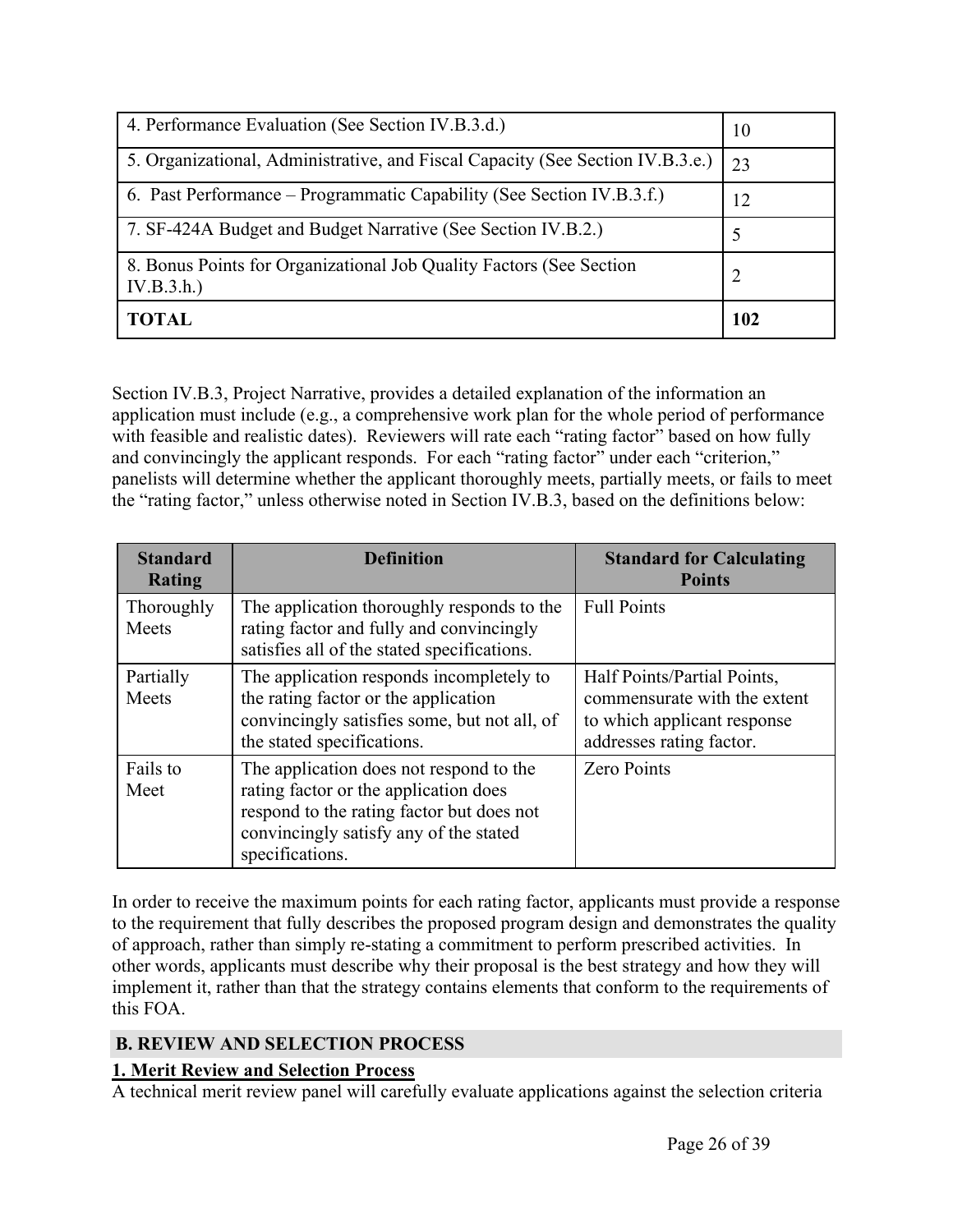| 4. Performance Evaluation (See Section IV.B.3.d.) | 10 |
|---|---|
| 5. Organizational, Administrative, and Fiscal Capacity (See Section IV.B.3.e.) | 23 |
| 6. Past Performance – Programmatic Capability (See Section IV.B.3.f.) | 12 |
| 7. SF-424A Budget and Budget Narrative (See Section IV.B.2.) | 5 |
| 8. Bonus Points for Organizational Job Quality Factors (See Section IV.B.3.h.) | 2 |
| **TOTAL** | **102** |

Section IV.B.3, Project Narrative, provides a detailed explanation of the information an application must include (e.g., a comprehensive work plan for the whole period of performance with feasible and realistic dates). Reviewers will rate each "rating factor" based on how fully and convincingly the applicant responds. For each "rating factor" under each "criterion," panelists will determine whether the applicant thoroughly meets, partially meets, or fails to meet the "rating factor," unless otherwise noted in Section IV.B.3, based on the definitions below:

| Standard Rating | Definition | Standard for Calculating Points |
|---|---|---|
| Thoroughly Meets | The application thoroughly responds to the rating factor and fully and convincingly satisfies all of the stated specifications. | Full Points |
| Partially Meets | The application responds incompletely to the rating factor or the application convincingly satisfies some, but not all, of the stated specifications. | Half Points/Partial Points, commensurate with the extent to which applicant response addresses rating factor. |
| Fails to Meet | The application does not respond to the rating factor or the application does respond to the rating factor but does not convincingly satisfy any of the stated specifications. | Zero Points |

In order to receive the maximum points for each rating factor, applicants must provide a response to the requirement that fully describes the proposed program design and demonstrates the quality of approach, rather than simply re-stating a commitment to perform prescribed activities. In other words, applicants must describe why their proposal is the best strategy and how they will implement it, rather than that the strategy contains elements that conform to the requirements of this FOA.

## B. REVIEW AND SELECTION PROCESS

### 1. Merit Review and Selection Process

A technical merit review panel will carefully evaluate applications against the selection criteria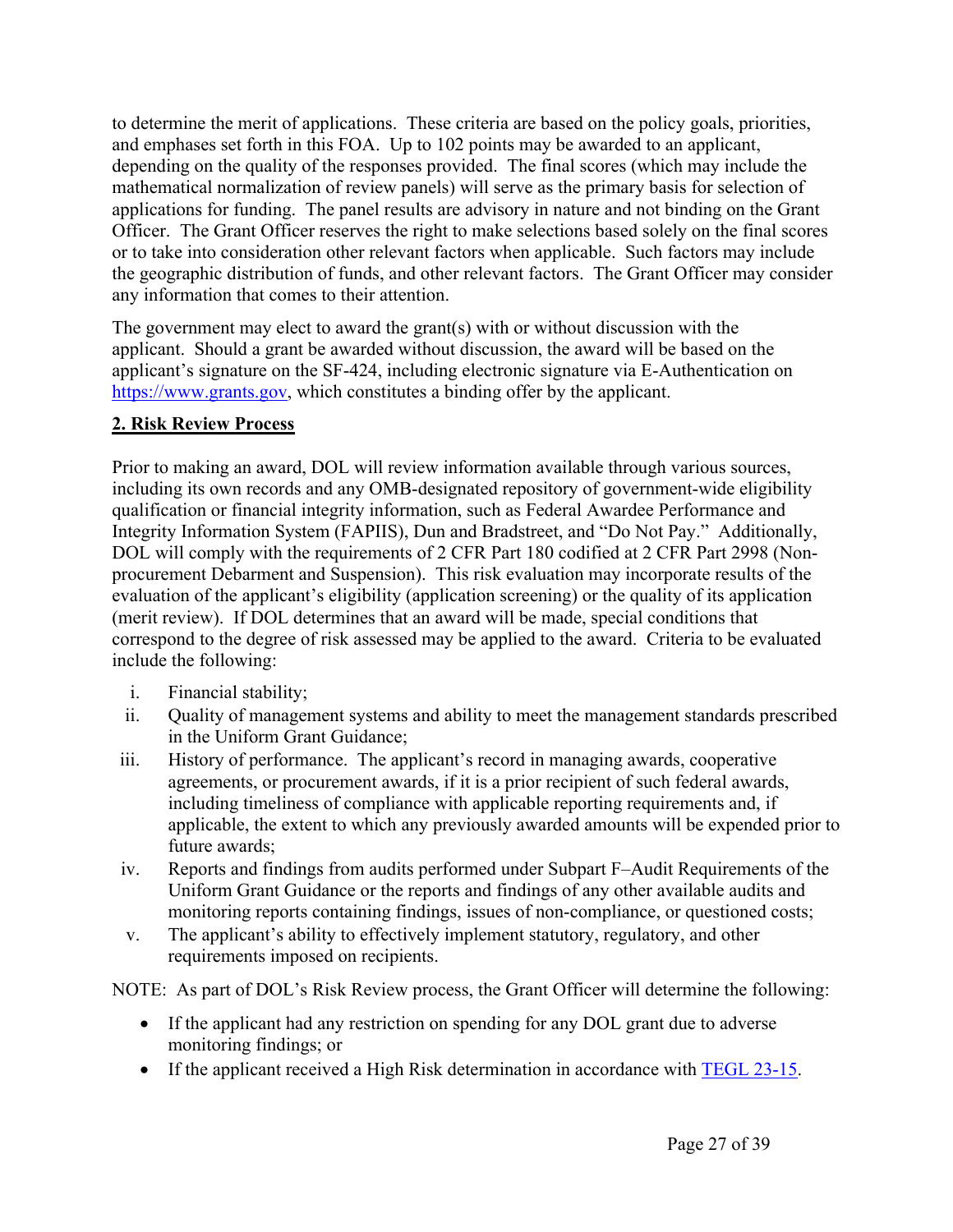to determine the merit of applications. These criteria are based on the policy goals, priorities, and emphases set forth in this FOA. Up to 102 points may be awarded to an applicant, depending on the quality of the responses provided. The final scores (which may include the mathematical normalization of review panels) will serve as the primary basis for selection of applications for funding. The panel results are advisory in nature and not binding on the Grant Officer. The Grant Officer reserves the right to make selections based solely on the final scores or to take into consideration other relevant factors when applicable. Such factors may include the geographic distribution of funds, and other relevant factors. The Grant Officer may consider any information that comes to their attention.

The government may elect to award the grant(s) with or without discussion with the applicant. Should a grant be awarded without discussion, the award will be based on the applicant's signature on the SF-424, including electronic signature via E-Authentication on https://www.grants.gov, which constitutes a binding offer by the applicant.

**2. Risk Review Process**

Prior to making an award, DOL will review information available through various sources, including its own records and any OMB-designated repository of government-wide eligibility qualification or financial integrity information, such as Federal Awardee Performance and Integrity Information System (FAPIIS), Dun and Bradstreet, and "Do Not Pay." Additionally, DOL will comply with the requirements of 2 CFR Part 180 codified at 2 CFR Part 2998 (Non-procurement Debarment and Suspension). This risk evaluation may incorporate results of the evaluation of the applicant's eligibility (application screening) or the quality of its application (merit review). If DOL determines that an award will be made, special conditions that correspond to the degree of risk assessed may be applied to the award. Criteria to be evaluated include the following:

i. Financial stability;
ii. Quality of management systems and ability to meet the management standards prescribed in the Uniform Grant Guidance;
iii. History of performance. The applicant's record in managing awards, cooperative agreements, or procurement awards, if it is a prior recipient of such federal awards, including timeliness of compliance with applicable reporting requirements and, if applicable, the extent to which any previously awarded amounts will be expended prior to future awards;
iv. Reports and findings from audits performed under Subpart F–Audit Requirements of the Uniform Grant Guidance or the reports and findings of any other available audits and monitoring reports containing findings, issues of non-compliance, or questioned costs;
v. The applicant's ability to effectively implement statutory, regulatory, and other requirements imposed on recipients.

NOTE: As part of DOL's Risk Review process, the Grant Officer will determine the following:

- If the applicant had any restriction on spending for any DOL grant due to adverse monitoring findings; or
- If the applicant received a High Risk determination in accordance with TEGL 23-15.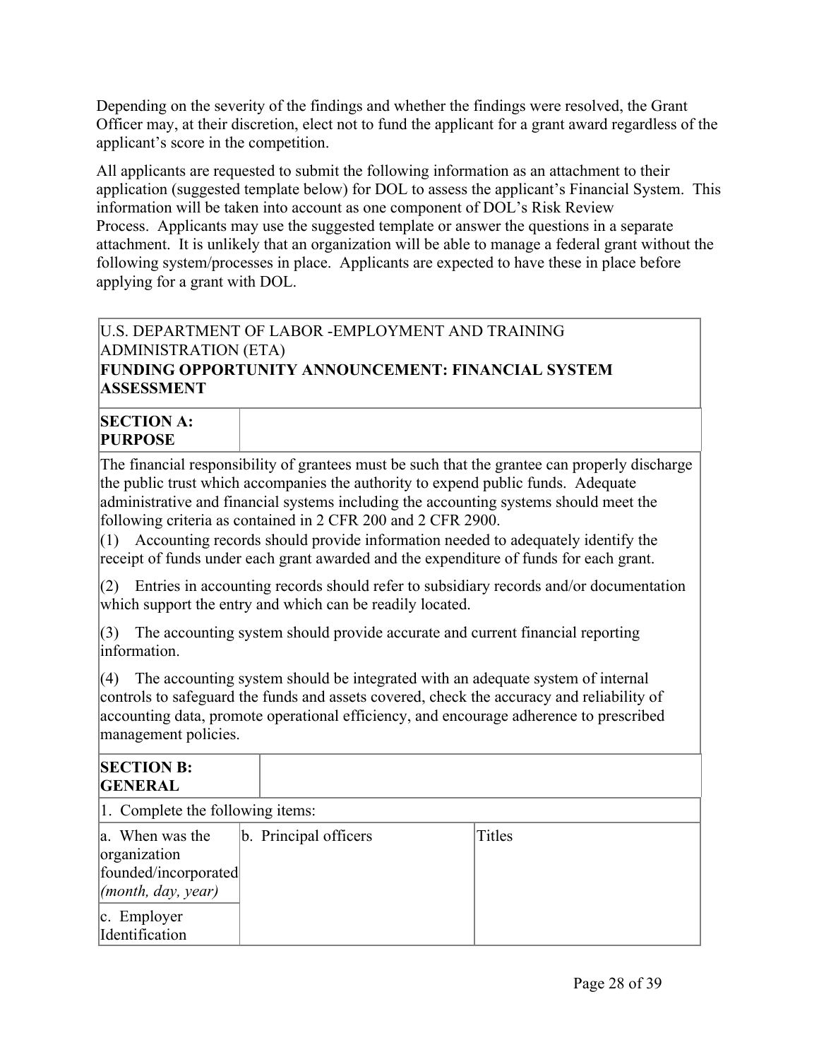Depending on the severity of the findings and whether the findings were resolved, the Grant Officer may, at their discretion, elect not to fund the applicant for a grant award regardless of the applicant's score in the competition.

All applicants are requested to submit the following information as an attachment to their application (suggested template below) for DOL to assess the applicant's Financial System. This information will be taken into account as one component of DOL's Risk Review Process. Applicants may use the suggested template or answer the questions in a separate attachment. It is unlikely that an organization will be able to manage a federal grant without the following system/processes in place. Applicants are expected to have these in place before applying for a grant with DOL.

| U.S. DEPARTMENT OF LABOR -EMPLOYMENT AND TRAINING ADMINISTRATION (ETA)<br>**FUNDING OPPORTUNITY ANNOUNCEMENT: FINANCIAL SYSTEM ASSESSMENT** | | |
|---|---|---|
| **SECTION A: PURPOSE** | | |
| The financial responsibility of grantees must be such that the grantee can properly discharge the public trust which accompanies the authority to expend public funds. Adequate administrative and financial systems including the accounting systems should meet the following criteria as contained in 2 CFR 200 and 2 CFR 2900.<br>(1) Accounting records should provide information needed to adequately identify the receipt of funds under each grant awarded and the expenditure of funds for each grant.<br>(2) Entries in accounting records should refer to subsidiary records and/or documentation which support the entry and which can be readily located.<br>(3) The accounting system should provide accurate and current financial reporting information.<br>(4) The accounting system should be integrated with an adequate system of internal controls to safeguard the funds and assets covered, check the accuracy and reliability of accounting data, promote operational efficiency, and encourage adherence to prescribed management policies. | | |
| **SECTION B: GENERAL** | | |
| 1. Complete the following items: | | |
| a. When was the organization founded/incorporated *(month, day, year)* | b. Principal officers | Titles |
| c. Employer Identification | | |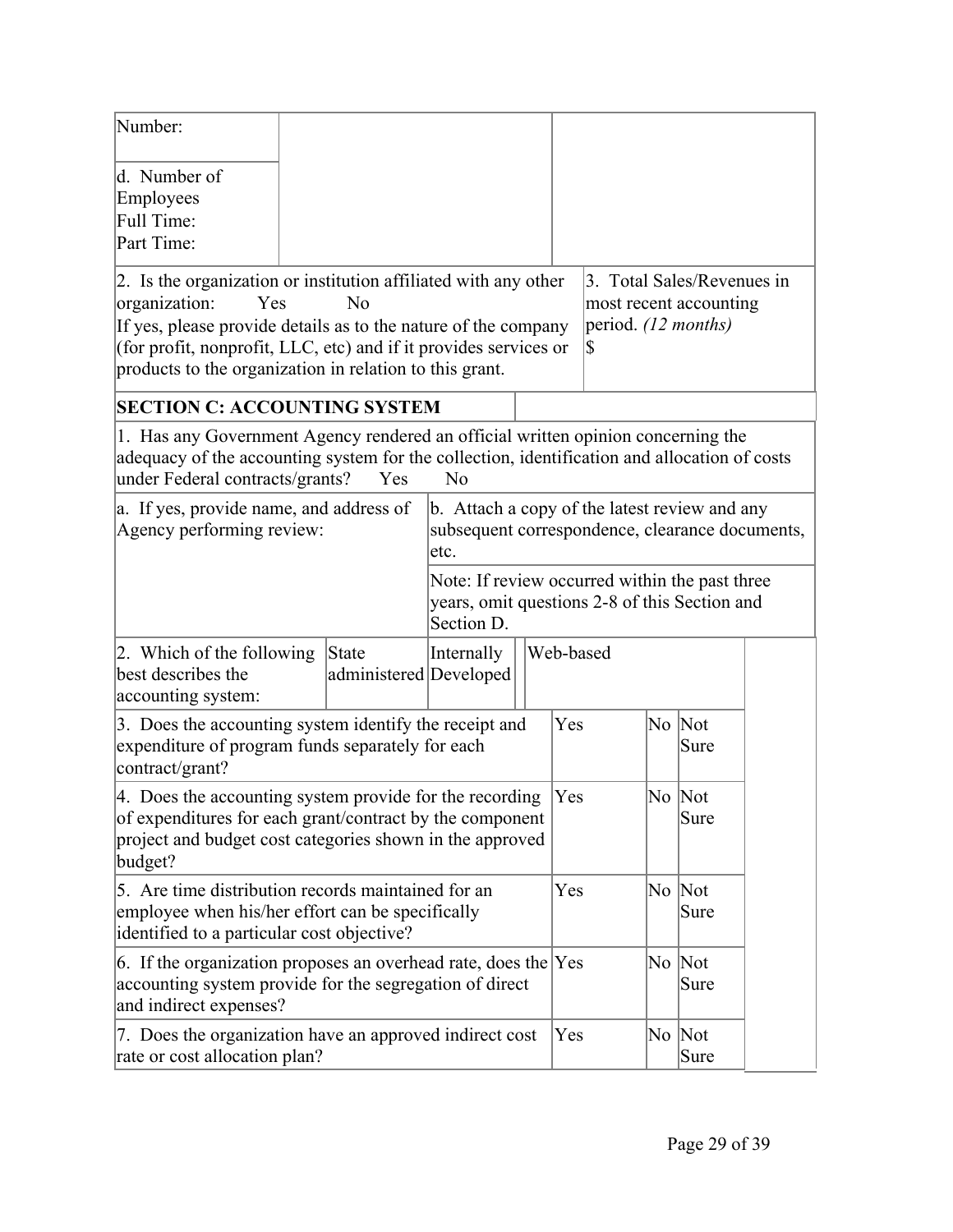| Number: | | |
|---|---|---|
| d. Number of Employees<br>Full Time:<br>Part Time: | | |

| 2. Is the organization or institution affiliated with any other organization: Yes No<br>If yes, please provide details as to the nature of the company (for profit, nonprofit, LLC, etc) and if it provides services or products to the organization in relation to this grant. | 3. Total Sales/Revenues in most recent accounting period. *(12 months)*<br>$ |
|---|---|

**SECTION C: ACCOUNTING SYSTEM**

| 1. Has any Government Agency rendered an official written opinion concerning the adequacy of the accounting system for the collection, identification and allocation of costs under Federal contracts/grants? Yes No | |
|---|---|
| a. If yes, provide name, and address of Agency performing review: | b. Attach a copy of the latest review and any subsequent correspondence, clearance documents, etc. |
| | Note: If review occurred within the past three years, omit questions 2-8 of this Section and Section D. |

| 2. Which of the following best describes the accounting system: | State administered | Internally Developed | | Web-based |
|---|---|---|---|---|

| Question | Yes | No | Not Sure |
|---|---|---|---|
| 3. Does the accounting system identify the receipt and expenditure of program funds separately for each contract/grant? | Yes | No | Not Sure |
| 4. Does the accounting system provide for the recording of expenditures for each grant/contract by the component project and budget cost categories shown in the approved budget? | Yes | No | Not Sure |
| 5. Are time distribution records maintained for an employee when his/her effort can be specifically identified to a particular cost objective? | Yes | No | Not Sure |
| 6. If the organization proposes an overhead rate, does the accounting system provide for the segregation of direct and indirect expenses? | Yes | No | Not Sure |
| 7. Does the organization have an approved indirect cost rate or cost allocation plan? | Yes | No | Not Sure |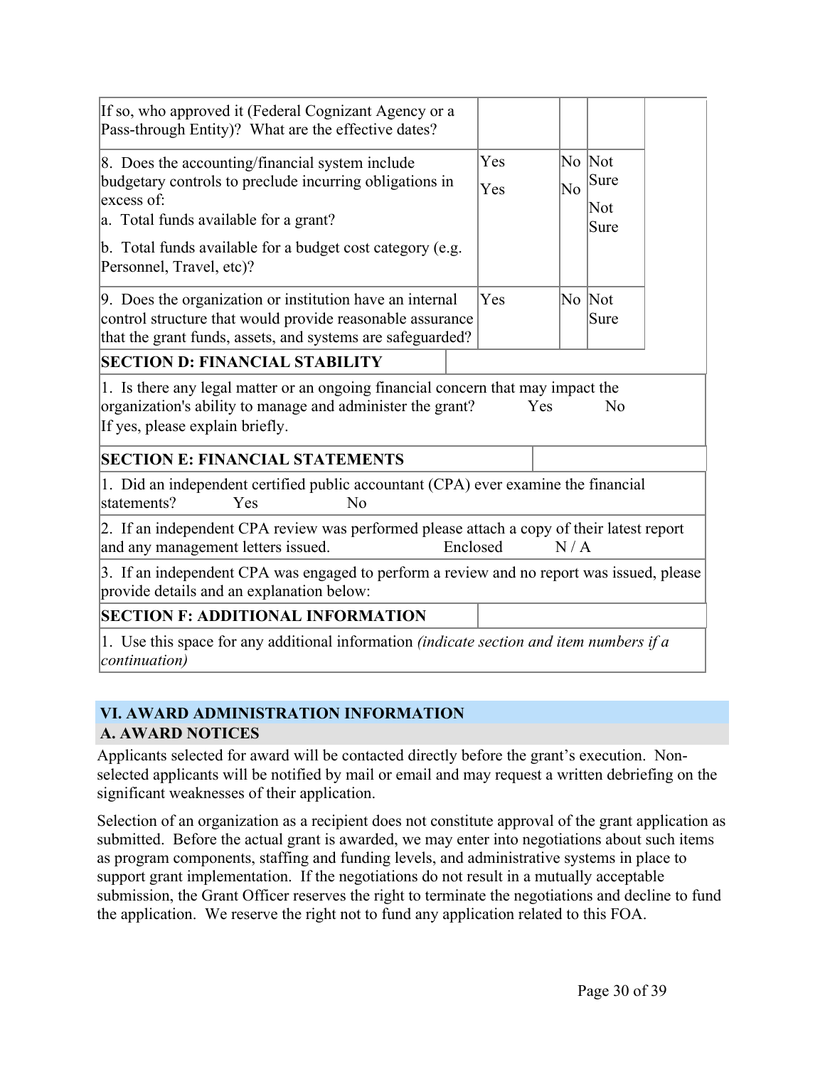| | | | |
|---|---|---|---|
| If so, who approved it (Federal Cognizant Agency or a Pass-through Entity)? What are the effective dates? | | | |
| 8. Does the accounting/financial system include budgetary controls to preclude incurring obligations in excess of:<br>a. Total funds available for a grant?<br>b. Total funds available for a budget cost category (e.g. Personnel, Travel, etc)? | Yes<br>Yes | No<br>No | Not Sure<br>Not Sure |
| 9. Does the organization or institution have an internal control structure that would provide reasonable assurance that the grant funds, assets, and systems are safeguarded? | Yes | No | Not Sure |

| |
|---|
| **SECTION D: FINANCIAL STABILITY** |
| 1. Is there any legal matter or an ongoing financial concern that may impact the organization's ability to manage and administer the grant? Yes No<br>If yes, please explain briefly. |
| **SECTION E: FINANCIAL STATEMENTS** |
| 1. Did an independent certified public accountant (CPA) ever examine the financial statements? Yes No |
| 2. If an independent CPA review was performed please attach a copy of their latest report and any management letters issued. Enclosed N / A |
| 3. If an independent CPA was engaged to perform a review and no report was issued, please provide details and an explanation below: |
| **SECTION F: ADDITIONAL INFORMATION** |
| 1. Use this space for any additional information *(indicate section and item numbers if a continuation)* |

## VI. AWARD ADMINISTRATION INFORMATION

### A. AWARD NOTICES

Applicants selected for award will be contacted directly before the grant's execution. Non-selected applicants will be notified by mail or email and may request a written debriefing on the significant weaknesses of their application.

Selection of an organization as a recipient does not constitute approval of the grant application as submitted. Before the actual grant is awarded, we may enter into negotiations about such items as program components, staffing and funding levels, and administrative systems in place to support grant implementation. If the negotiations do not result in a mutually acceptable submission, the Grant Officer reserves the right to terminate the negotiations and decline to fund the application. We reserve the right not to fund any application related to this FOA.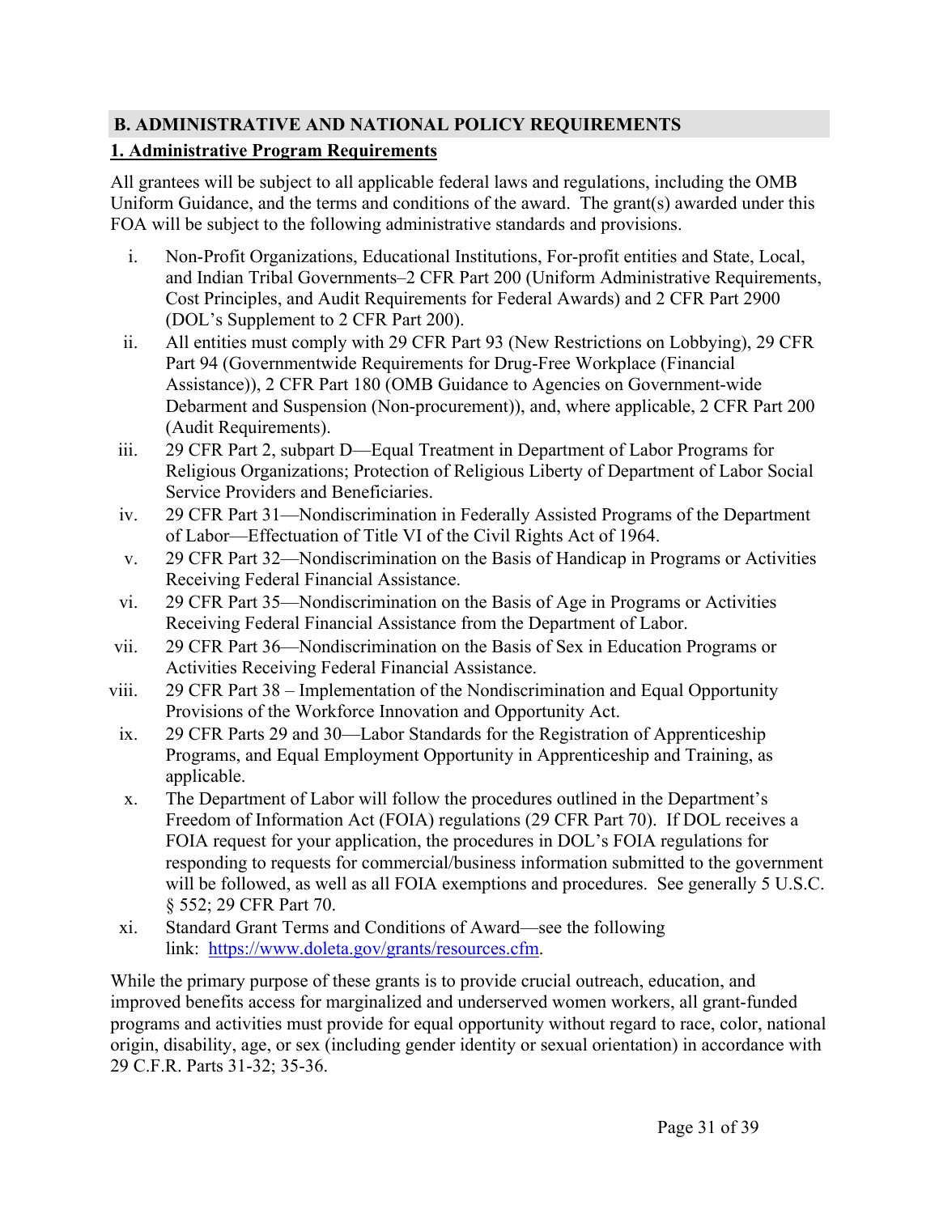## B. ADMINISTRATIVE AND NATIONAL POLICY REQUIREMENTS

### 1. Administrative Program Requirements

All grantees will be subject to all applicable federal laws and regulations, including the OMB Uniform Guidance, and the terms and conditions of the award. The grant(s) awarded under this FOA will be subject to the following administrative standards and provisions.

i. Non-Profit Organizations, Educational Institutions, For-profit entities and State, Local, and Indian Tribal Governments–2 CFR Part 200 (Uniform Administrative Requirements, Cost Principles, and Audit Requirements for Federal Awards) and 2 CFR Part 2900 (DOL's Supplement to 2 CFR Part 200).

ii. All entities must comply with 29 CFR Part 93 (New Restrictions on Lobbying), 29 CFR Part 94 (Governmentwide Requirements for Drug-Free Workplace (Financial Assistance)), 2 CFR Part 180 (OMB Guidance to Agencies on Government-wide Debarment and Suspension (Non-procurement)), and, where applicable, 2 CFR Part 200 (Audit Requirements).

iii. 29 CFR Part 2, subpart D—Equal Treatment in Department of Labor Programs for Religious Organizations; Protection of Religious Liberty of Department of Labor Social Service Providers and Beneficiaries.

iv. 29 CFR Part 31—Nondiscrimination in Federally Assisted Programs of the Department of Labor—Effectuation of Title VI of the Civil Rights Act of 1964.

v. 29 CFR Part 32—Nondiscrimination on the Basis of Handicap in Programs or Activities Receiving Federal Financial Assistance.

vi. 29 CFR Part 35—Nondiscrimination on the Basis of Age in Programs or Activities Receiving Federal Financial Assistance from the Department of Labor.

vii. 29 CFR Part 36—Nondiscrimination on the Basis of Sex in Education Programs or Activities Receiving Federal Financial Assistance.

viii. 29 CFR Part 38 – Implementation of the Nondiscrimination and Equal Opportunity Provisions of the Workforce Innovation and Opportunity Act.

ix. 29 CFR Parts 29 and 30—Labor Standards for the Registration of Apprenticeship Programs, and Equal Employment Opportunity in Apprenticeship and Training, as applicable.

x. The Department of Labor will follow the procedures outlined in the Department's Freedom of Information Act (FOIA) regulations (29 CFR Part 70). If DOL receives a FOIA request for your application, the procedures in DOL's FOIA regulations for responding to requests for commercial/business information submitted to the government will be followed, as well as all FOIA exemptions and procedures. See generally 5 U.S.C. § 552; 29 CFR Part 70.

xi. Standard Grant Terms and Conditions of Award—see the following link: [https://www.doleta.gov/grants/resources.cfm](https://www.doleta.gov/grants/resources.cfm).

While the primary purpose of these grants is to provide crucial outreach, education, and improved benefits access for marginalized and underserved women workers, all grant-funded programs and activities must provide for equal opportunity without regard to race, color, national origin, disability, age, or sex (including gender identity or sexual orientation) in accordance with 29 C.F.R. Parts 31-32; 35-36.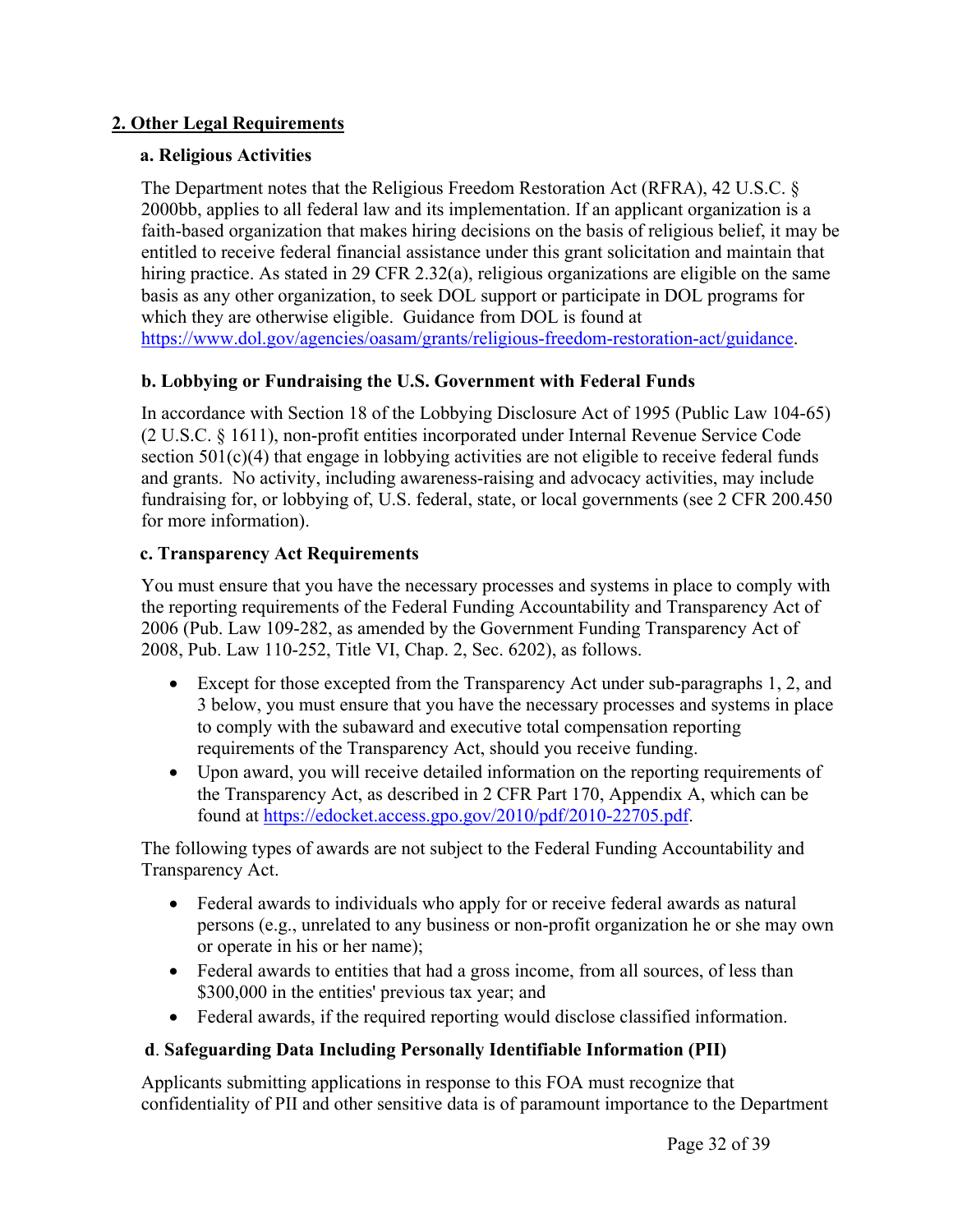## 2. Other Legal Requirements

### a. Religious Activities

The Department notes that the Religious Freedom Restoration Act (RFRA), 42 U.S.C. § 2000bb, applies to all federal law and its implementation. If an applicant organization is a faith-based organization that makes hiring decisions on the basis of religious belief, it may be entitled to receive federal financial assistance under this grant solicitation and maintain that hiring practice. As stated in 29 CFR 2.32(a), religious organizations are eligible on the same basis as any other organization, to seek DOL support or participate in DOL programs for which they are otherwise eligible. Guidance from DOL is found at https://www.dol.gov/agencies/oasam/grants/religious-freedom-restoration-act/guidance.

### b. Lobbying or Fundraising the U.S. Government with Federal Funds

In accordance with Section 18 of the Lobbying Disclosure Act of 1995 (Public Law 104-65) (2 U.S.C. § 1611), non-profit entities incorporated under Internal Revenue Service Code section 501(c)(4) that engage in lobbying activities are not eligible to receive federal funds and grants. No activity, including awareness-raising and advocacy activities, may include fundraising for, or lobbying of, U.S. federal, state, or local governments (see 2 CFR 200.450 for more information).

### c. Transparency Act Requirements

You must ensure that you have the necessary processes and systems in place to comply with the reporting requirements of the Federal Funding Accountability and Transparency Act of 2006 (Pub. Law 109-282, as amended by the Government Funding Transparency Act of 2008, Pub. Law 110-252, Title VI, Chap. 2, Sec. 6202), as follows.

- Except for those excepted from the Transparency Act under sub-paragraphs 1, 2, and 3 below, you must ensure that you have the necessary processes and systems in place to comply with the subaward and executive total compensation reporting requirements of the Transparency Act, should you receive funding.
- Upon award, you will receive detailed information on the reporting requirements of the Transparency Act, as described in 2 CFR Part 170, Appendix A, which can be found at https://edocket.access.gpo.gov/2010/pdf/2010-22705.pdf.

The following types of awards are not subject to the Federal Funding Accountability and Transparency Act.

- Federal awards to individuals who apply for or receive federal awards as natural persons (e.g., unrelated to any business or non-profit organization he or she may own or operate in his or her name);
- Federal awards to entities that had a gross income, from all sources, of less than $300,000 in the entities' previous tax year; and
- Federal awards, if the required reporting would disclose classified information.

### d. Safeguarding Data Including Personally Identifiable Information (PII)

Applicants submitting applications in response to this FOA must recognize that confidentiality of PII and other sensitive data is of paramount importance to the Department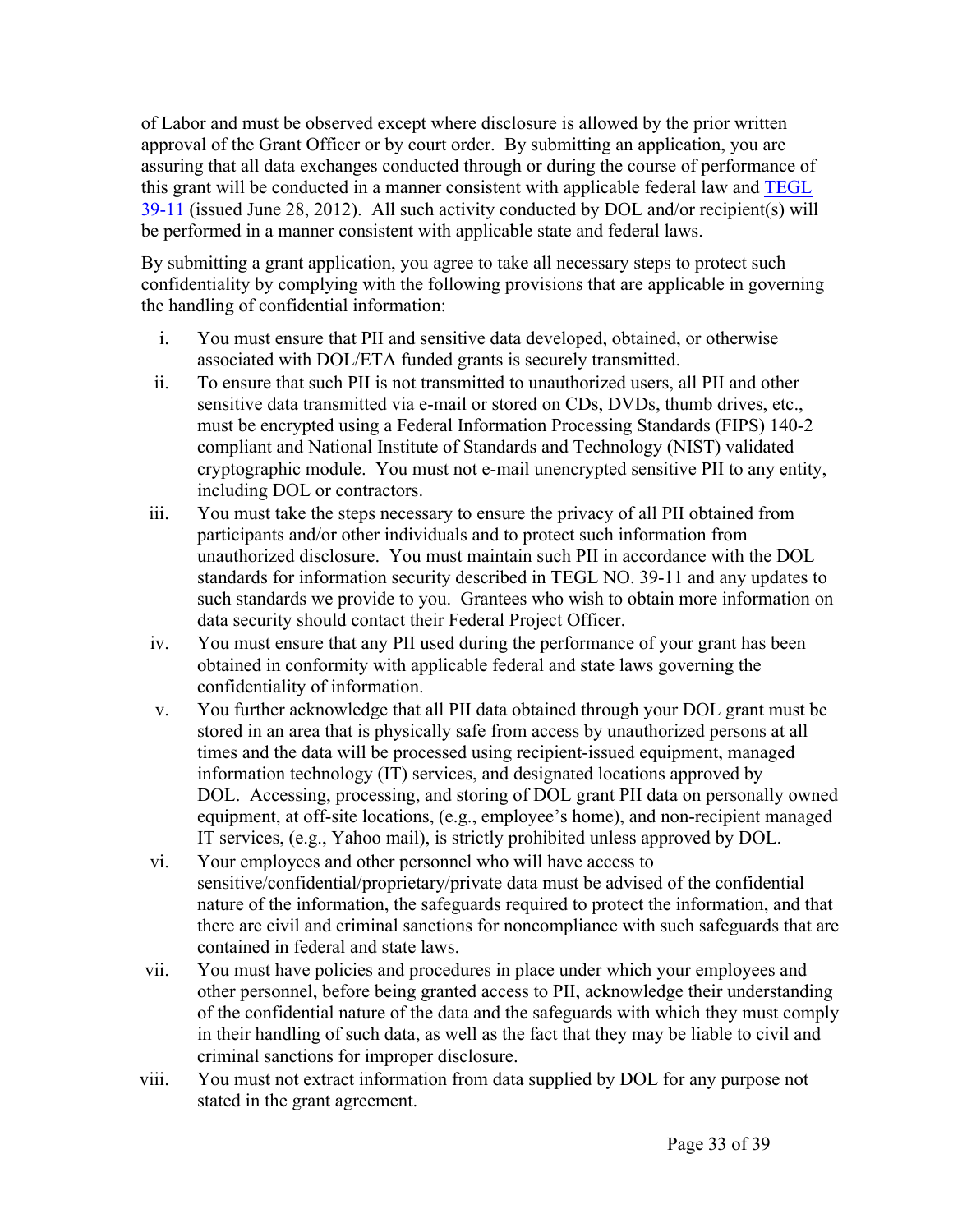of Labor and must be observed except where disclosure is allowed by the prior written approval of the Grant Officer or by court order. By submitting an application, you are assuring that all data exchanges conducted through or during the course of performance of this grant will be conducted in a manner consistent with applicable federal law and [TEGL 39-11](#) (issued June 28, 2012). All such activity conducted by DOL and/or recipient(s) will be performed in a manner consistent with applicable state and federal laws.

By submitting a grant application, you agree to take all necessary steps to protect such confidentiality by complying with the following provisions that are applicable in governing the handling of confidential information:

i. You must ensure that PII and sensitive data developed, obtained, or otherwise associated with DOL/ETA funded grants is securely transmitted.

ii. To ensure that such PII is not transmitted to unauthorized users, all PII and other sensitive data transmitted via e-mail or stored on CDs, DVDs, thumb drives, etc., must be encrypted using a Federal Information Processing Standards (FIPS) 140-2 compliant and National Institute of Standards and Technology (NIST) validated cryptographic module. You must not e-mail unencrypted sensitive PII to any entity, including DOL or contractors.

iii. You must take the steps necessary to ensure the privacy of all PII obtained from participants and/or other individuals and to protect such information from unauthorized disclosure. You must maintain such PII in accordance with the DOL standards for information security described in TEGL NO. 39-11 and any updates to such standards we provide to you. Grantees who wish to obtain more information on data security should contact their Federal Project Officer.

iv. You must ensure that any PII used during the performance of your grant has been obtained in conformity with applicable federal and state laws governing the confidentiality of information.

v. You further acknowledge that all PII data obtained through your DOL grant must be stored in an area that is physically safe from access by unauthorized persons at all times and the data will be processed using recipient-issued equipment, managed information technology (IT) services, and designated locations approved by DOL. Accessing, processing, and storing of DOL grant PII data on personally owned equipment, at off-site locations, (e.g., employee's home), and non-recipient managed IT services, (e.g., Yahoo mail), is strictly prohibited unless approved by DOL.

vi. Your employees and other personnel who will have access to sensitive/confidential/proprietary/private data must be advised of the confidential nature of the information, the safeguards required to protect the information, and that there are civil and criminal sanctions for noncompliance with such safeguards that are contained in federal and state laws.

vii. You must have policies and procedures in place under which your employees and other personnel, before being granted access to PII, acknowledge their understanding of the confidential nature of the data and the safeguards with which they must comply in their handling of such data, as well as the fact that they may be liable to civil and criminal sanctions for improper disclosure.

viii. You must not extract information from data supplied by DOL for any purpose not stated in the grant agreement.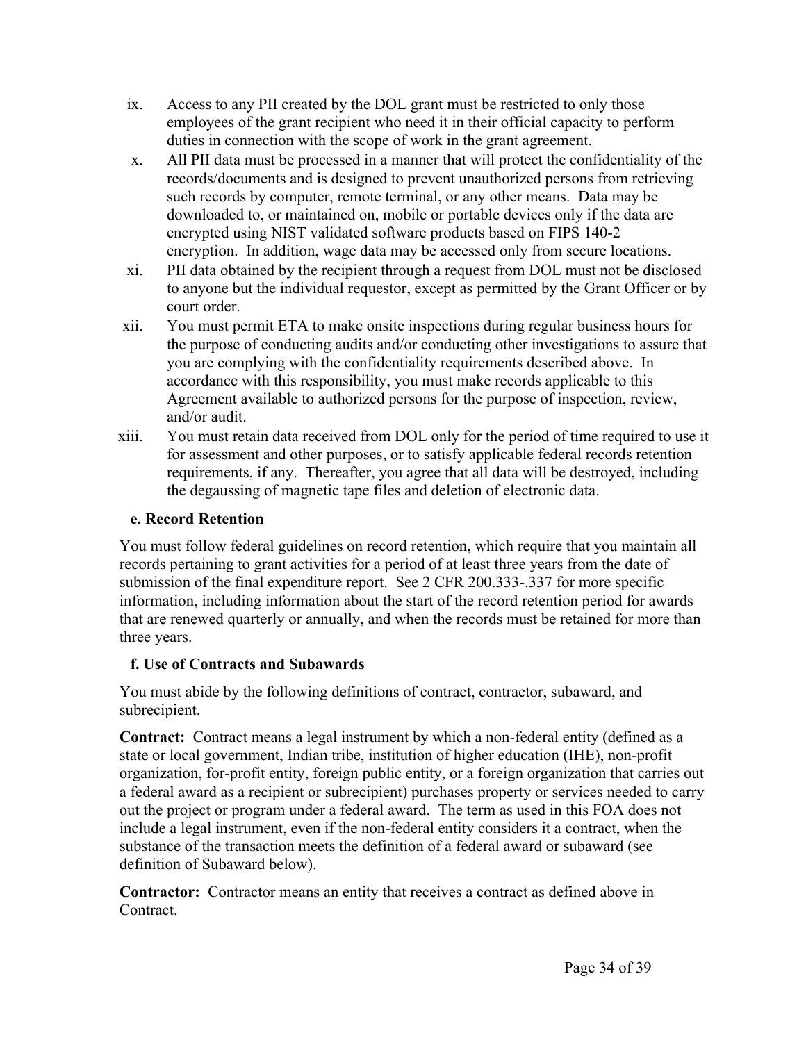ix. Access to any PII created by the DOL grant must be restricted to only those employees of the grant recipient who need it in their official capacity to perform duties in connection with the scope of work in the grant agreement.

x. All PII data must be processed in a manner that will protect the confidentiality of the records/documents and is designed to prevent unauthorized persons from retrieving such records by computer, remote terminal, or any other means. Data may be downloaded to, or maintained on, mobile or portable devices only if the data are encrypted using NIST validated software products based on FIPS 140-2 encryption. In addition, wage data may be accessed only from secure locations.

xi. PII data obtained by the recipient through a request from DOL must not be disclosed to anyone but the individual requestor, except as permitted by the Grant Officer or by court order.

xii. You must permit ETA to make onsite inspections during regular business hours for the purpose of conducting audits and/or conducting other investigations to assure that you are complying with the confidentiality requirements described above. In accordance with this responsibility, you must make records applicable to this Agreement available to authorized persons for the purpose of inspection, review, and/or audit.

xiii. You must retain data received from DOL only for the period of time required to use it for assessment and other purposes, or to satisfy applicable federal records retention requirements, if any. Thereafter, you agree that all data will be destroyed, including the degaussing of magnetic tape files and deletion of electronic data.

**e. Record Retention**

You must follow federal guidelines on record retention, which require that you maintain all records pertaining to grant activities for a period of at least three years from the date of submission of the final expenditure report. See 2 CFR 200.333-.337 for more specific information, including information about the start of the record retention period for awards that are renewed quarterly or annually, and when the records must be retained for more than three years.

**f. Use of Contracts and Subawards**

You must abide by the following definitions of contract, contractor, subaward, and subrecipient.

**Contract:** Contract means a legal instrument by which a non-federal entity (defined as a state or local government, Indian tribe, institution of higher education (IHE), non-profit organization, for-profit entity, foreign public entity, or a foreign organization that carries out a federal award as a recipient or subrecipient) purchases property or services needed to carry out the project or program under a federal award. The term as used in this FOA does not include a legal instrument, even if the non-federal entity considers it a contract, when the substance of the transaction meets the definition of a federal award or subaward (see definition of Subaward below).

**Contractor:** Contractor means an entity that receives a contract as defined above in Contract.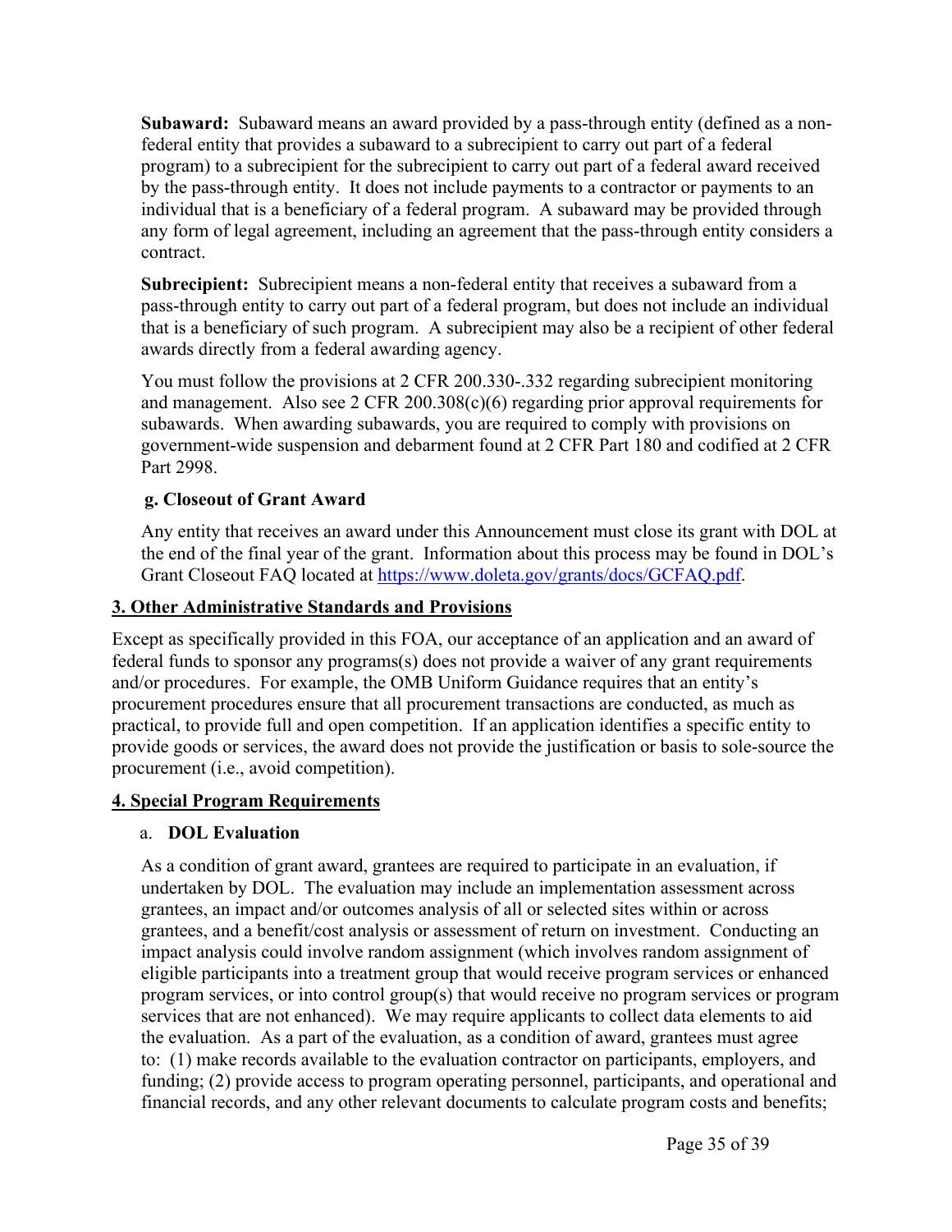**Subaward:** Subaward means an award provided by a pass-through entity (defined as a non-federal entity that provides a subaward to a subrecipient to carry out part of a federal program) to a subrecipient for the subrecipient to carry out part of a federal award received by the pass-through entity. It does not include payments to a contractor or payments to an individual that is a beneficiary of a federal program. A subaward may be provided through any form of legal agreement, including an agreement that the pass-through entity considers a contract.

**Subrecipient:** Subrecipient means a non-federal entity that receives a subaward from a pass-through entity to carry out part of a federal program, but does not include an individual that is a beneficiary of such program. A subrecipient may also be a recipient of other federal awards directly from a federal awarding agency.

You must follow the provisions at 2 CFR 200.330-.332 regarding subrecipient monitoring and management. Also see 2 CFR 200.308(c)(6) regarding prior approval requirements for subawards. When awarding subawards, you are required to comply with provisions on government-wide suspension and debarment found at 2 CFR Part 180 and codified at 2 CFR Part 2998.

**g. Closeout of Grant Award**

Any entity that receives an award under this Announcement must close its grant with DOL at the end of the final year of the grant. Information about this process may be found in DOL's Grant Closeout FAQ located at [https://www.doleta.gov/grants/docs/GCFAQ.pdf](https://www.doleta.gov/grants/docs/GCFAQ.pdf).

## 3. Other Administrative Standards and Provisions

Except as specifically provided in this FOA, our acceptance of an application and an award of federal funds to sponsor any programs(s) does not provide a waiver of any grant requirements and/or procedures. For example, the OMB Uniform Guidance requires that an entity's procurement procedures ensure that all procurement transactions are conducted, as much as practical, to provide full and open competition. If an application identifies a specific entity to provide goods or services, the award does not provide the justification or basis to sole-source the procurement (i.e., avoid competition).

## 4. Special Program Requirements

a. **DOL Evaluation**

As a condition of grant award, grantees are required to participate in an evaluation, if undertaken by DOL. The evaluation may include an implementation assessment across grantees, an impact and/or outcomes analysis of all or selected sites within or across grantees, and a benefit/cost analysis or assessment of return on investment. Conducting an impact analysis could involve random assignment (which involves random assignment of eligible participants into a treatment group that would receive program services or enhanced program services, or into control group(s) that would receive no program services or program services that are not enhanced). We may require applicants to collect data elements to aid the evaluation. As a part of the evaluation, as a condition of award, grantees must agree to: (1) make records available to the evaluation contractor on participants, employers, and funding; (2) provide access to program operating personnel, participants, and operational and financial records, and any other relevant documents to calculate program costs and benefits;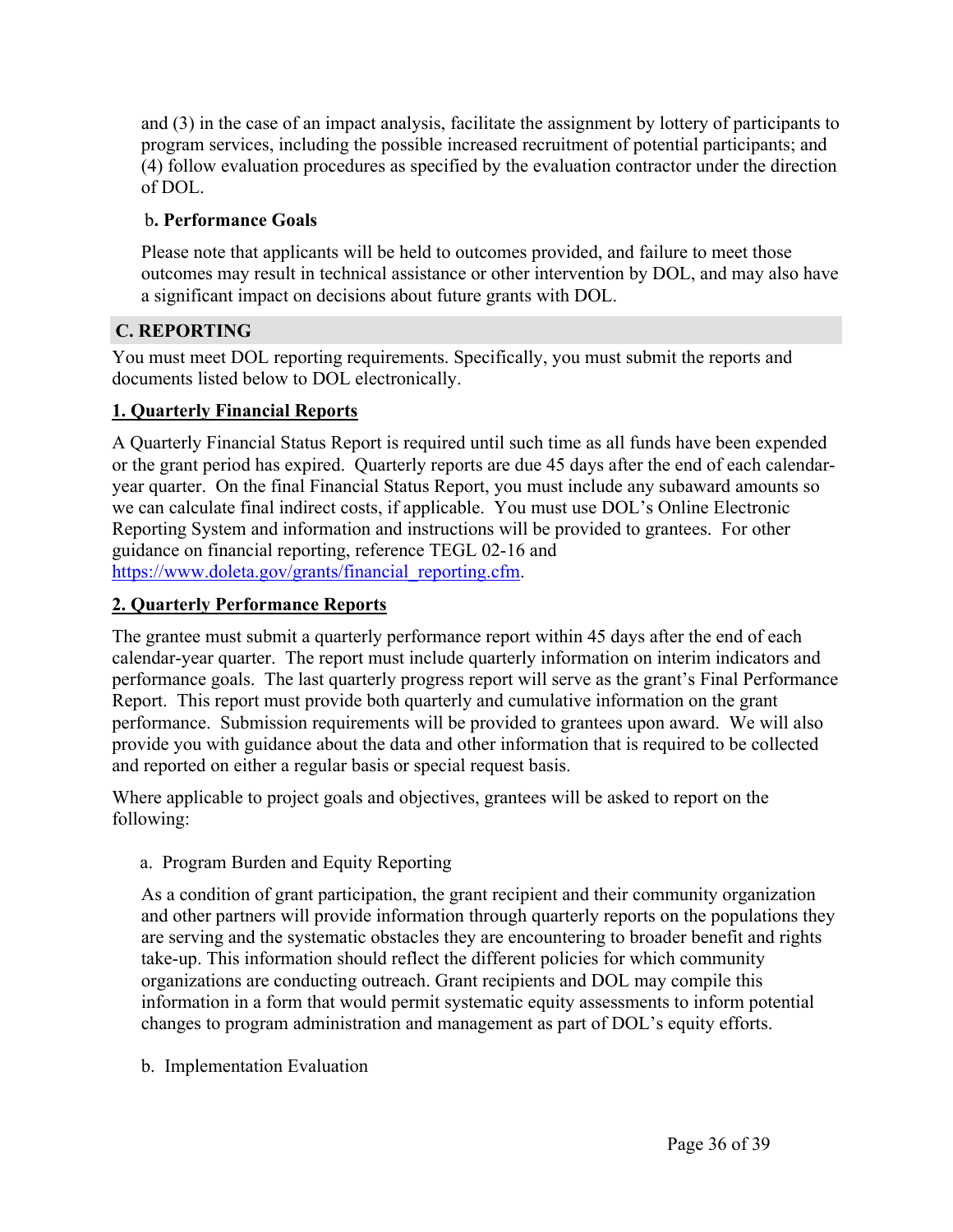and (3) in the case of an impact analysis, facilitate the assignment by lottery of participants to program services, including the possible increased recruitment of potential participants; and (4) follow evaluation procedures as specified by the evaluation contractor under the direction of DOL.

b**. Performance Goals**

Please note that applicants will be held to outcomes provided, and failure to meet those outcomes may result in technical assistance or other intervention by DOL, and may also have a significant impact on decisions about future grants with DOL.

## C. REPORTING

You must meet DOL reporting requirements. Specifically, you must submit the reports and documents listed below to DOL electronically.

### 1. Quarterly Financial Reports

A Quarterly Financial Status Report is required until such time as all funds have been expended or the grant period has expired. Quarterly reports are due 45 days after the end of each calendar-year quarter. On the final Financial Status Report, you must include any subaward amounts so we can calculate final indirect costs, if applicable. You must use DOL's Online Electronic Reporting System and information and instructions will be provided to grantees. For other guidance on financial reporting, reference TEGL 02-16 and [https://www.doleta.gov/grants/financial_reporting.cfm](https://www.doleta.gov/grants/financial_reporting.cfm).

### 2. Quarterly Performance Reports

The grantee must submit a quarterly performance report within 45 days after the end of each calendar-year quarter. The report must include quarterly information on interim indicators and performance goals. The last quarterly progress report will serve as the grant's Final Performance Report. This report must provide both quarterly and cumulative information on the grant performance. Submission requirements will be provided to grantees upon award. We will also provide you with guidance about the data and other information that is required to be collected and reported on either a regular basis or special request basis.

Where applicable to project goals and objectives, grantees will be asked to report on the following:

a. Program Burden and Equity Reporting

As a condition of grant participation, the grant recipient and their community organization and other partners will provide information through quarterly reports on the populations they are serving and the systematic obstacles they are encountering to broader benefit and rights take-up. This information should reflect the different policies for which community organizations are conducting outreach. Grant recipients and DOL may compile this information in a form that would permit systematic equity assessments to inform potential changes to program administration and management as part of DOL's equity efforts.

b. Implementation Evaluation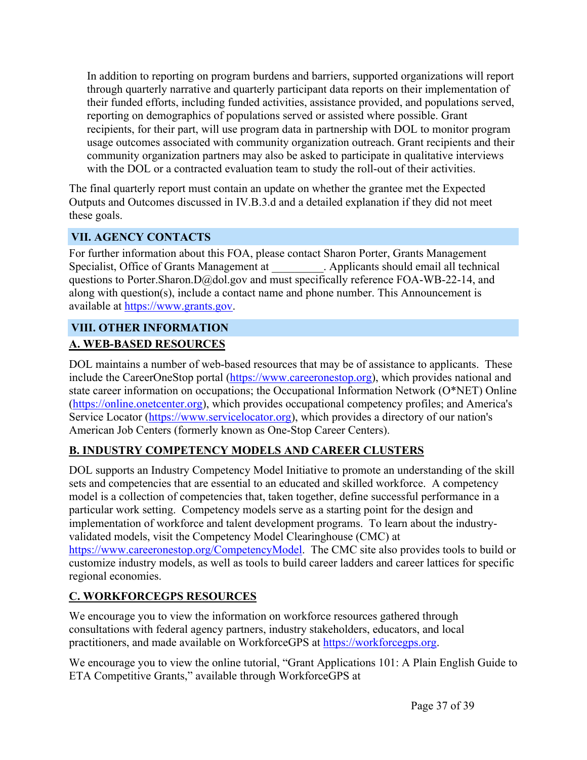In addition to reporting on program burdens and barriers, supported organizations will report through quarterly narrative and quarterly participant data reports on their implementation of their funded efforts, including funded activities, assistance provided, and populations served, reporting on demographics of populations served or assisted where possible. Grant recipients, for their part, will use program data in partnership with DOL to monitor program usage outcomes associated with community organization outreach. Grant recipients and their community organization partners may also be asked to participate in qualitative interviews with the DOL or a contracted evaluation team to study the roll-out of their activities.

The final quarterly report must contain an update on whether the grantee met the Expected Outputs and Outcomes discussed in IV.B.3.d and a detailed explanation if they did not meet these goals.

## VII. AGENCY CONTACTS

For further information about this FOA, please contact Sharon Porter, Grants Management Specialist, Office of Grants Management at _________. Applicants should email all technical questions to Porter.Sharon.D@dol.gov and must specifically reference FOA-WB-22-14, and along with question(s), include a contact name and phone number. This Announcement is available at [https://www.grants.gov](https://www.grants.gov).

## VIII. OTHER INFORMATION

### A. WEB-BASED RESOURCES

DOL maintains a number of web-based resources that may be of assistance to applicants. These include the CareerOneStop portal ([https://www.careeronestop.org](https://www.careeronestop.org)), which provides national and state career information on occupations; the Occupational Information Network (O*NET) Online ([https://online.onetcenter.org](https://online.onetcenter.org)), which provides occupational competency profiles; and America's Service Locator ([https://www.servicelocator.org](https://www.servicelocator.org)), which provides a directory of our nation's American Job Centers (formerly known as One-Stop Career Centers).

### B. INDUSTRY COMPETENCY MODELS AND CAREER CLUSTERS

DOL supports an Industry Competency Model Initiative to promote an understanding of the skill sets and competencies that are essential to an educated and skilled workforce. A competency model is a collection of competencies that, taken together, define successful performance in a particular work setting. Competency models serve as a starting point for the design and implementation of workforce and talent development programs. To learn about the industry-validated models, visit the Competency Model Clearinghouse (CMC) at [https://www.careeronestop.org/CompetencyModel](https://www.careeronestop.org/CompetencyModel). The CMC site also provides tools to build or customize industry models, as well as tools to build career ladders and career lattices for specific regional economies.

### C. WORKFORCEGPS RESOURCES

We encourage you to view the information on workforce resources gathered through consultations with federal agency partners, industry stakeholders, educators, and local practitioners, and made available on WorkforceGPS at [https://workforcegps.org](https://workforcegps.org).

We encourage you to view the online tutorial, "Grant Applications 101: A Plain English Guide to ETA Competitive Grants," available through WorkforceGPS at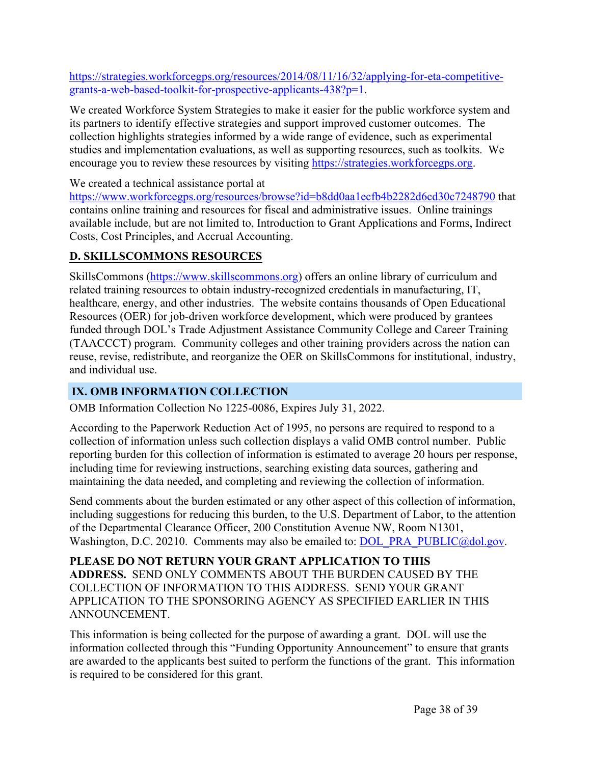https://strategies.workforcegps.org/resources/2014/08/11/16/32/applying-for-eta-competitive-grants-a-web-based-toolkit-for-prospective-applicants-438?p=1.

We created Workforce System Strategies to make it easier for the public workforce system and its partners to identify effective strategies and support improved customer outcomes. The collection highlights strategies informed by a wide range of evidence, such as experimental studies and implementation evaluations, as well as supporting resources, such as toolkits. We encourage you to review these resources by visiting https://strategies.workforcegps.org.

We created a technical assistance portal at https://www.workforcegps.org/resources/browse?id=b8dd0aa1ecfb4b2282d6cd30c7248790 that contains online training and resources for fiscal and administrative issues. Online trainings available include, but are not limited to, Introduction to Grant Applications and Forms, Indirect Costs, Cost Principles, and Accrual Accounting.

### D. SKILLSCOMMONS RESOURCES

SkillsCommons (https://www.skillscommons.org) offers an online library of curriculum and related training resources to obtain industry-recognized credentials in manufacturing, IT, healthcare, energy, and other industries. The website contains thousands of Open Educational Resources (OER) for job-driven workforce development, which were produced by grantees funded through DOL's Trade Adjustment Assistance Community College and Career Training (TAACCCT) program. Community colleges and other training providers across the nation can reuse, revise, redistribute, and reorganize the OER on SkillsCommons for institutional, industry, and individual use.

## IX. OMB INFORMATION COLLECTION

OMB Information Collection No 1225-0086, Expires July 31, 2022.

According to the Paperwork Reduction Act of 1995, no persons are required to respond to a collection of information unless such collection displays a valid OMB control number. Public reporting burden for this collection of information is estimated to average 20 hours per response, including time for reviewing instructions, searching existing data sources, gathering and maintaining the data needed, and completing and reviewing the collection of information.

Send comments about the burden estimated or any other aspect of this collection of information, including suggestions for reducing this burden, to the U.S. Department of Labor, to the attention of the Departmental Clearance Officer, 200 Constitution Avenue NW, Room N1301, Washington, D.C. 20210. Comments may also be emailed to: DOL_PRA_PUBLIC@dol.gov.

**PLEASE DO NOT RETURN YOUR GRANT APPLICATION TO THIS ADDRESS.** SEND ONLY COMMENTS ABOUT THE BURDEN CAUSED BY THE COLLECTION OF INFORMATION TO THIS ADDRESS. SEND YOUR GRANT APPLICATION TO THE SPONSORING AGENCY AS SPECIFIED EARLIER IN THIS ANNOUNCEMENT.

This information is being collected for the purpose of awarding a grant. DOL will use the information collected through this "Funding Opportunity Announcement" to ensure that grants are awarded to the applicants best suited to perform the functions of the grant. This information is required to be considered for this grant.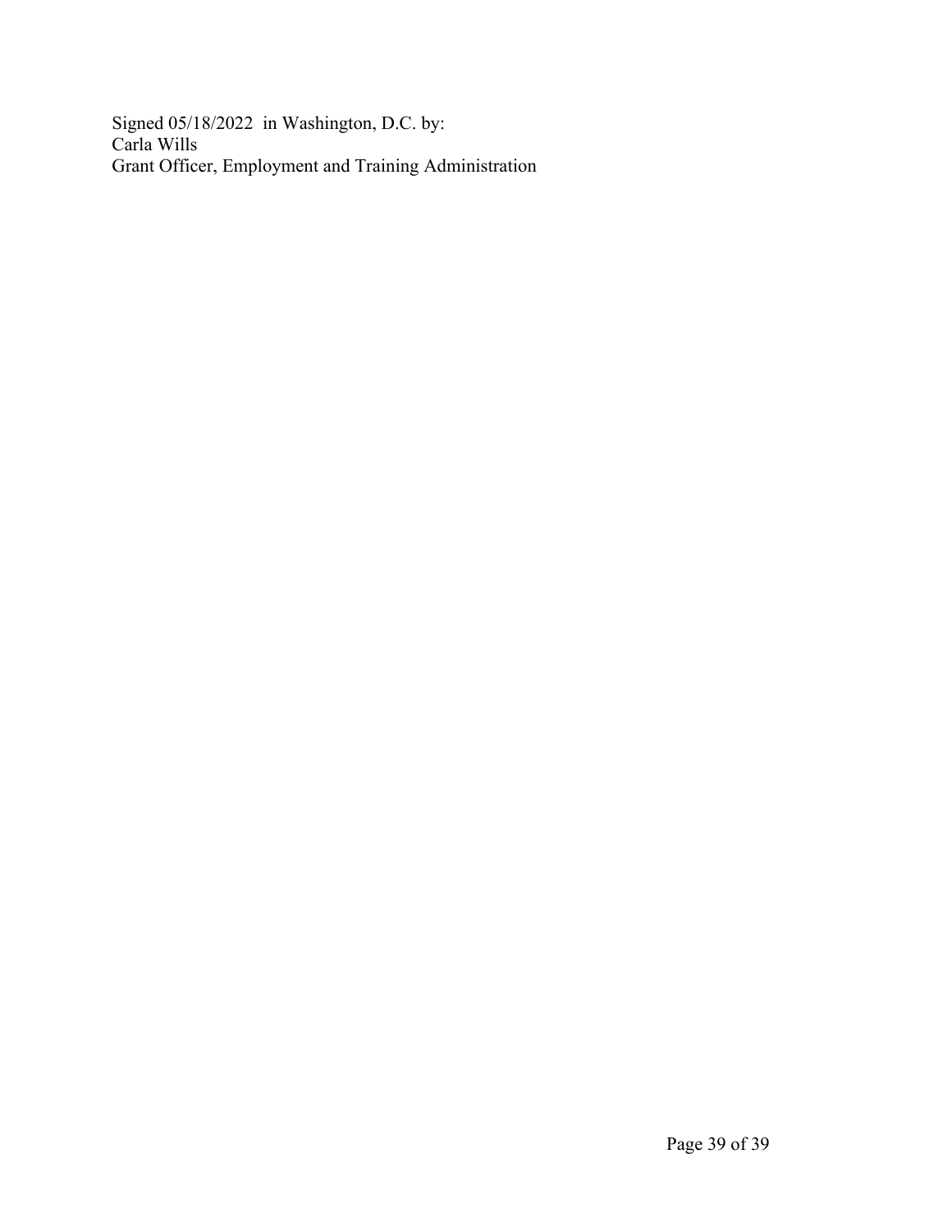Signed 05/18/2022 in Washington, D.C. by:
Carla Wills
Grant Officer, Employment and Training Administration